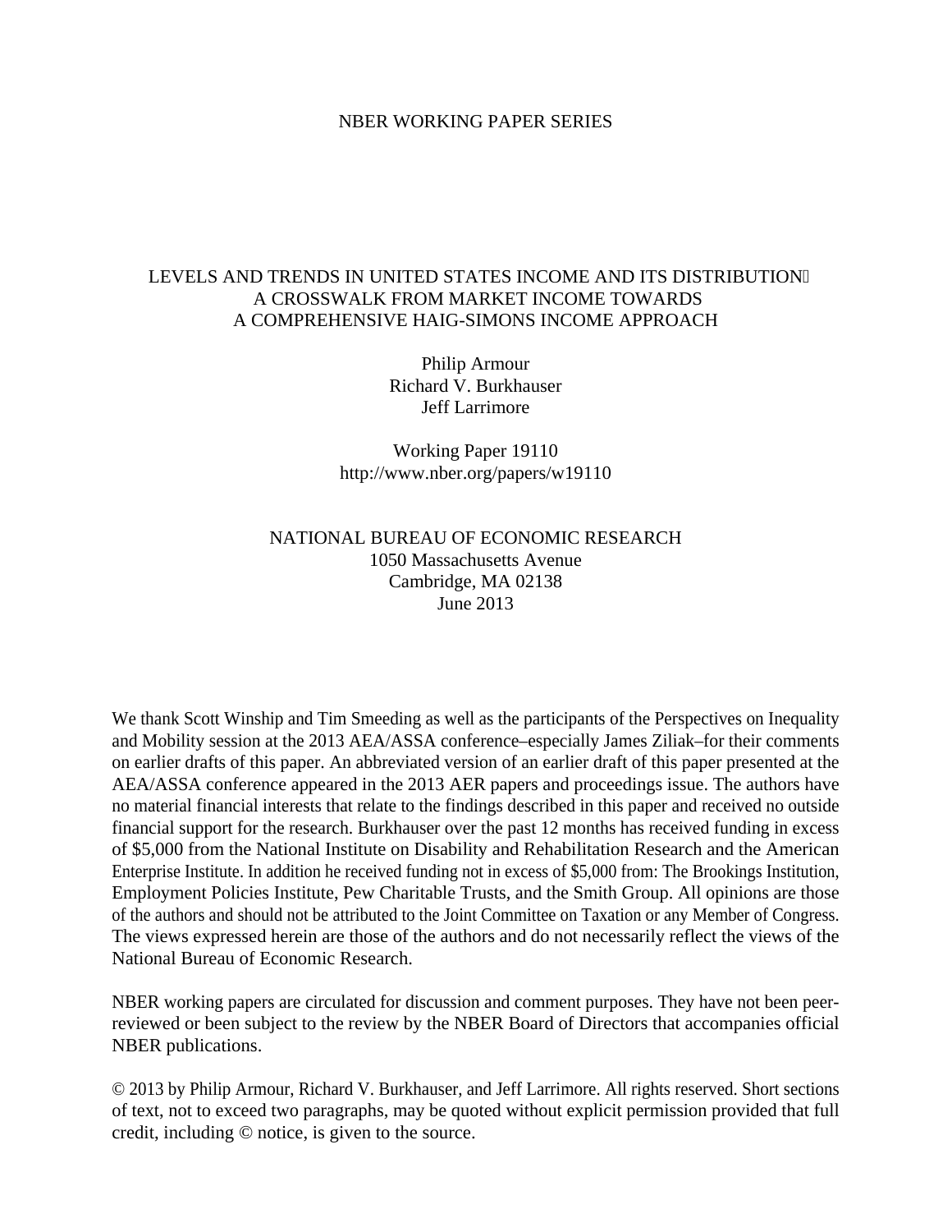NBER WORKING PAPER SERIES

# LEVELS AND TRENDS IN UNITED STATES INCOME AND ITS DISTRIBUTION: A CROSSWALK FROM MARKET INCOME TOWARDS A COMPREHENSIVE HAIG-SIMONS INCOME APPROACH

Philip Armour
Richard V. Burkhauser
Jeff Larrimore

Working Paper 19110
http://www.nber.org/papers/w19110

NATIONAL BUREAU OF ECONOMIC RESEARCH
1050 Massachusetts Avenue
Cambridge, MA 02138
June 2013

We thank Scott Winship and Tim Smeeding as well as the participants of the Perspectives on Inequality and Mobility session at the 2013 AEA/ASSA conference–especially James Ziliak–for their comments on earlier drafts of this paper. An abbreviated version of an earlier draft of this paper presented at the AEA/ASSA conference appeared in the 2013 AER papers and proceedings issue. The authors have no material financial interests that relate to the findings described in this paper and received no outside financial support for the research. Burkhauser over the past 12 months has received funding in excess of $5,000 from the National Institute on Disability and Rehabilitation Research and the American Enterprise Institute. In addition he received funding not in excess of $5,000 from: The Brookings Institution, Employment Policies Institute, Pew Charitable Trusts, and the Smith Group. All opinions are those of the authors and should not be attributed to the Joint Committee on Taxation or any Member of Congress. The views expressed herein are those of the authors and do not necessarily reflect the views of the National Bureau of Economic Research.

NBER working papers are circulated for discussion and comment purposes. They have not been peer-reviewed or been subject to the review by the NBER Board of Directors that accompanies official NBER publications.

© 2013 by Philip Armour, Richard V. Burkhauser, and Jeff Larrimore. All rights reserved. Short sections of text, not to exceed two paragraphs, may be quoted without explicit permission provided that full credit, including © notice, is given to the source.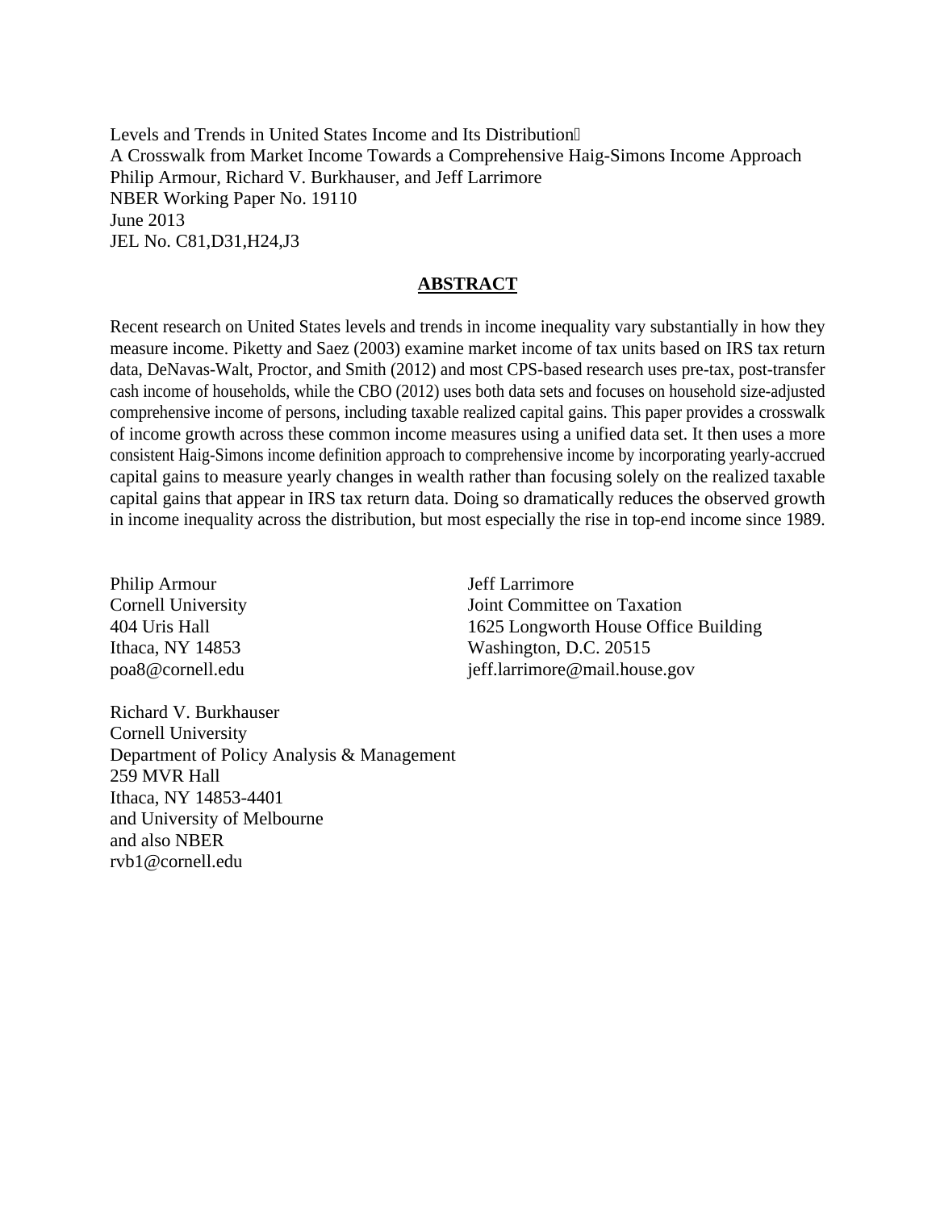Levels and Trends in United States Income and Its Distribution
A Crosswalk from Market Income Towards a Comprehensive Haig-Simons Income Approach
Philip Armour, Richard V. Burkhauser, and Jeff Larrimore
NBER Working Paper No. 19110
June 2013
JEL No. C81,D31,H24,J3

## ABSTRACT

Recent research on United States levels and trends in income inequality vary substantially in how they measure income. Piketty and Saez (2003) examine market income of tax units based on IRS tax return data, DeNavas-Walt, Proctor, and Smith (2012) and most CPS-based research uses pre-tax, post-transfer cash income of households, while the CBO (2012) uses both data sets and focuses on household size-adjusted comprehensive income of persons, including taxable realized capital gains. This paper provides a crosswalk of income growth across these common income measures using a unified data set. It then uses a more consistent Haig-Simons income definition approach to comprehensive income by incorporating yearly-accrued capital gains to measure yearly changes in wealth rather than focusing solely on the realized taxable capital gains that appear in IRS tax return data. Doing so dramatically reduces the observed growth in income inequality across the distribution, but most especially the rise in top-end income since 1989.

Philip Armour
Cornell University
404 Uris Hall
Ithaca, NY 14853
poa8@cornell.edu

Jeff Larrimore
Joint Committee on Taxation
1625 Longworth House Office Building
Washington, D.C. 20515
jeff.larrimore@mail.house.gov

Richard V. Burkhauser
Cornell University
Department of Policy Analysis & Management
259 MVR Hall
Ithaca, NY 14853-4401
and University of Melbourne
and also NBER
rvb1@cornell.edu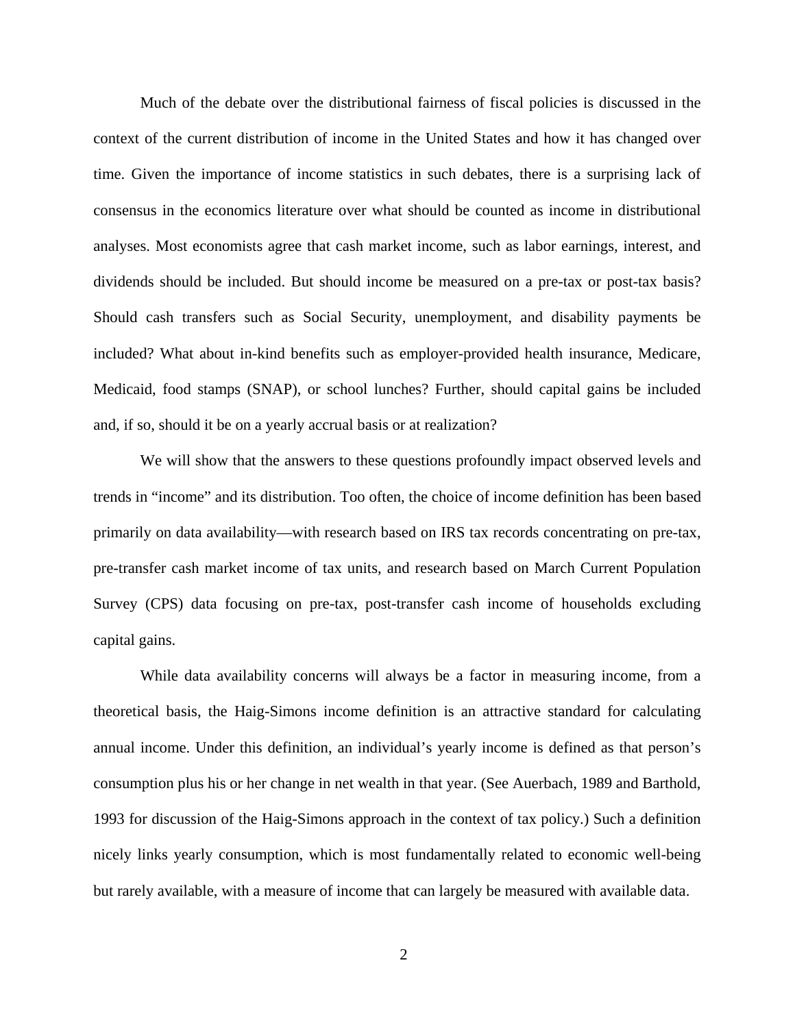Much of the debate over the distributional fairness of fiscal policies is discussed in the context of the current distribution of income in the United States and how it has changed over time. Given the importance of income statistics in such debates, there is a surprising lack of consensus in the economics literature over what should be counted as income in distributional analyses. Most economists agree that cash market income, such as labor earnings, interest, and dividends should be included. But should income be measured on a pre-tax or post-tax basis? Should cash transfers such as Social Security, unemployment, and disability payments be included? What about in-kind benefits such as employer-provided health insurance, Medicare, Medicaid, food stamps (SNAP), or school lunches? Further, should capital gains be included and, if so, should it be on a yearly accrual basis or at realization?

We will show that the answers to these questions profoundly impact observed levels and trends in "income" and its distribution. Too often, the choice of income definition has been based primarily on data availability—with research based on IRS tax records concentrating on pre-tax, pre-transfer cash market income of tax units, and research based on March Current Population Survey (CPS) data focusing on pre-tax, post-transfer cash income of households excluding capital gains.

While data availability concerns will always be a factor in measuring income, from a theoretical basis, the Haig-Simons income definition is an attractive standard for calculating annual income. Under this definition, an individual's yearly income is defined as that person's consumption plus his or her change in net wealth in that year. (See Auerbach, 1989 and Barthold, 1993 for discussion of the Haig-Simons approach in the context of tax policy.) Such a definition nicely links yearly consumption, which is most fundamentally related to economic well-being but rarely available, with a measure of income that can largely be measured with available data.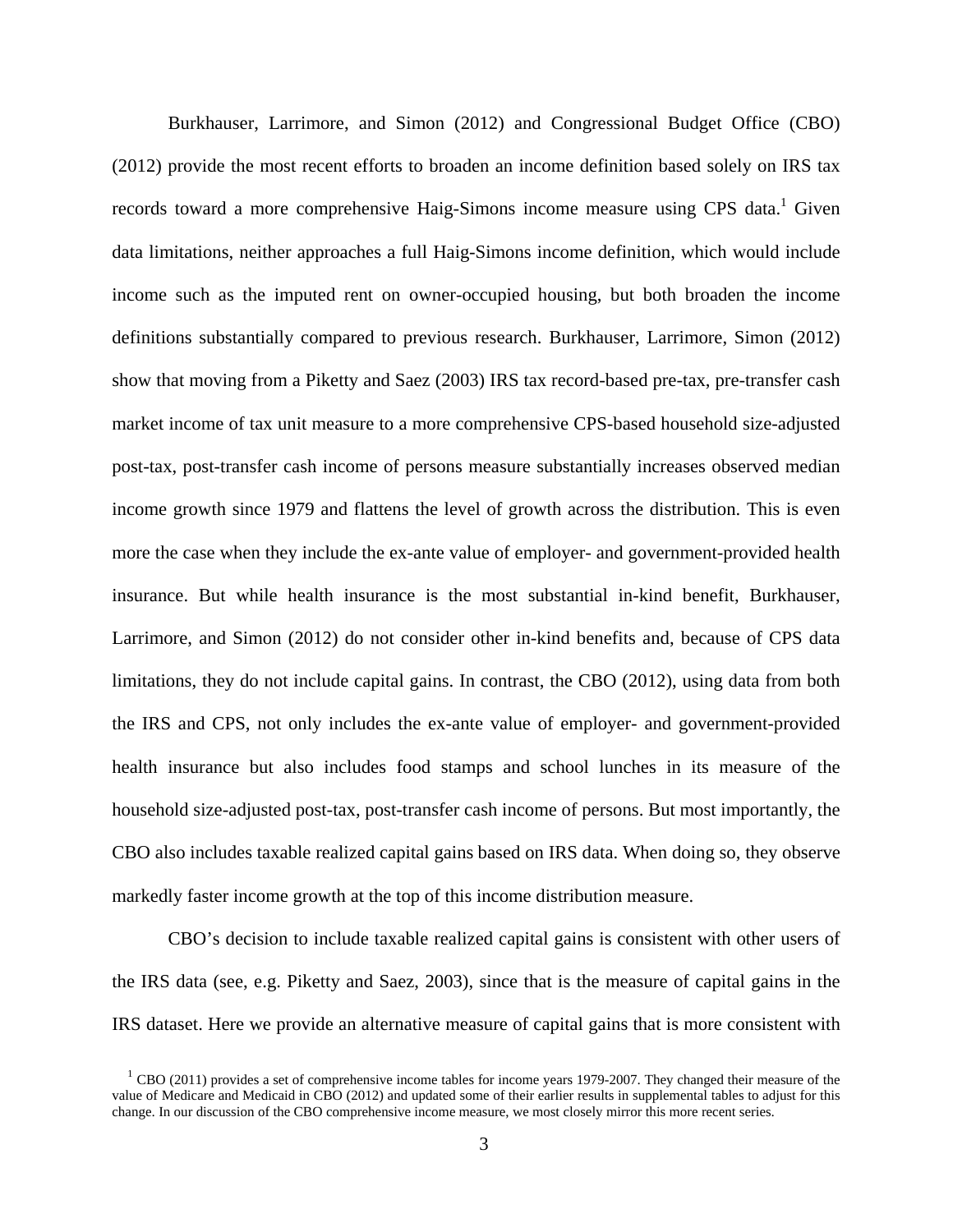Burkhauser, Larrimore, and Simon (2012) and Congressional Budget Office (CBO) (2012) provide the most recent efforts to broaden an income definition based solely on IRS tax records toward a more comprehensive Haig-Simons income measure using CPS data.[1] Given data limitations, neither approaches a full Haig-Simons income definition, which would include income such as the imputed rent on owner-occupied housing, but both broaden the income definitions substantially compared to previous research. Burkhauser, Larrimore, Simon (2012) show that moving from a Piketty and Saez (2003) IRS tax record-based pre-tax, pre-transfer cash market income of tax unit measure to a more comprehensive CPS-based household size-adjusted post-tax, post-transfer cash income of persons measure substantially increases observed median income growth since 1979 and flattens the level of growth across the distribution. This is even more the case when they include the ex-ante value of employer- and government-provided health insurance. But while health insurance is the most substantial in-kind benefit, Burkhauser, Larrimore, and Simon (2012) do not consider other in-kind benefits and, because of CPS data limitations, they do not include capital gains. In contrast, the CBO (2012), using data from both the IRS and CPS, not only includes the ex-ante value of employer- and government-provided health insurance but also includes food stamps and school lunches in its measure of the household size-adjusted post-tax, post-transfer cash income of persons. But most importantly, the CBO also includes taxable realized capital gains based on IRS data. When doing so, they observe markedly faster income growth at the top of this income distribution measure.

CBO's decision to include taxable realized capital gains is consistent with other users of the IRS data (see, e.g. Piketty and Saez, 2003), since that is the measure of capital gains in the IRS dataset. Here we provide an alternative measure of capital gains that is more consistent with

[1] CBO (2011) provides a set of comprehensive income tables for income years 1979-2007. They changed their measure of the value of Medicare and Medicaid in CBO (2012) and updated some of their earlier results in supplemental tables to adjust for this change. In our discussion of the CBO comprehensive income measure, we most closely mirror this more recent series.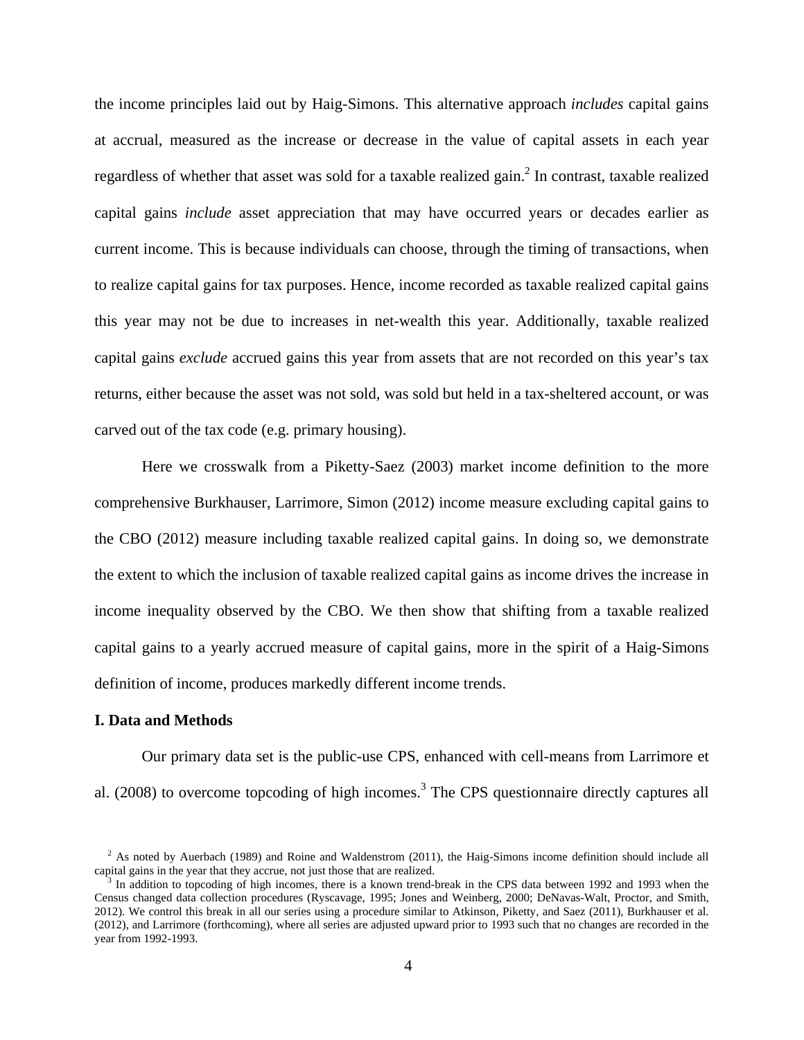the income principles laid out by Haig-Simons. This alternative approach *includes* capital gains at accrual, measured as the increase or decrease in the value of capital assets in each year regardless of whether that asset was sold for a taxable realized gain.[2] In contrast, taxable realized capital gains *include* asset appreciation that may have occurred years or decades earlier as current income. This is because individuals can choose, through the timing of transactions, when to realize capital gains for tax purposes. Hence, income recorded as taxable realized capital gains this year may not be due to increases in net-wealth this year. Additionally, taxable realized capital gains *exclude* accrued gains this year from assets that are not recorded on this year's tax returns, either because the asset was not sold, was sold but held in a tax-sheltered account, or was carved out of the tax code (e.g. primary housing).

Here we crosswalk from a Piketty-Saez (2003) market income definition to the more comprehensive Burkhauser, Larrimore, Simon (2012) income measure excluding capital gains to the CBO (2012) measure including taxable realized capital gains. In doing so, we demonstrate the extent to which the inclusion of taxable realized capital gains as income drives the increase in income inequality observed by the CBO. We then show that shifting from a taxable realized capital gains to a yearly accrued measure of capital gains, more in the spirit of a Haig-Simons definition of income, produces markedly different income trends.

## I. Data and Methods

Our primary data set is the public-use CPS, enhanced with cell-means from Larrimore et al. (2008) to overcome topcoding of high incomes.[3] The CPS questionnaire directly captures all

[2] As noted by Auerbach (1989) and Roine and Waldenstrom (2011), the Haig-Simons income definition should include all capital gains in the year that they accrue, not just those that are realized.

[3] In addition to topcoding of high incomes, there is a known trend-break in the CPS data between 1992 and 1993 when the Census changed data collection procedures (Ryscavage, 1995; Jones and Weinberg, 2000; DeNavas-Walt, Proctor, and Smith, 2012). We control this break in all our series using a procedure similar to Atkinson, Piketty, and Saez (2011), Burkhauser et al. (2012), and Larrimore (forthcoming), where all series are adjusted upward prior to 1993 such that no changes are recorded in the year from 1992-1993.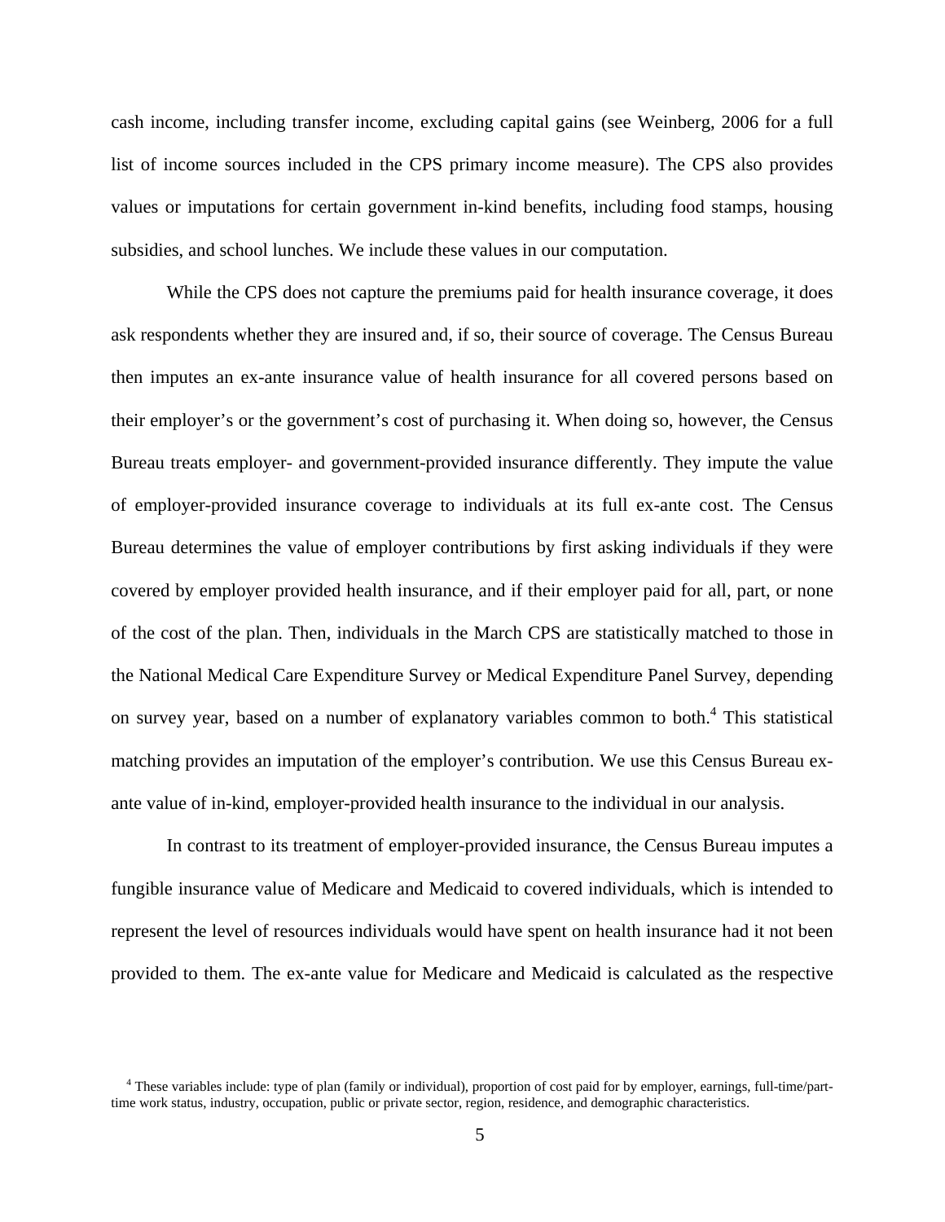cash income, including transfer income, excluding capital gains (see Weinberg, 2006 for a full list of income sources included in the CPS primary income measure). The CPS also provides values or imputations for certain government in-kind benefits, including food stamps, housing subsidies, and school lunches. We include these values in our computation.

While the CPS does not capture the premiums paid for health insurance coverage, it does ask respondents whether they are insured and, if so, their source of coverage. The Census Bureau then imputes an ex-ante insurance value of health insurance for all covered persons based on their employer's or the government's cost of purchasing it. When doing so, however, the Census Bureau treats employer- and government-provided insurance differently. They impute the value of employer-provided insurance coverage to individuals at its full ex-ante cost. The Census Bureau determines the value of employer contributions by first asking individuals if they were covered by employer provided health insurance, and if their employer paid for all, part, or none of the cost of the plan. Then, individuals in the March CPS are statistically matched to those in the National Medical Care Expenditure Survey or Medical Expenditure Panel Survey, depending on survey year, based on a number of explanatory variables common to both.[4] This statistical matching provides an imputation of the employer's contribution. We use this Census Bureau ex-ante value of in-kind, employer-provided health insurance to the individual in our analysis.

In contrast to its treatment of employer-provided insurance, the Census Bureau imputes a fungible insurance value of Medicare and Medicaid to covered individuals, which is intended to represent the level of resources individuals would have spent on health insurance had it not been provided to them. The ex-ante value for Medicare and Medicaid is calculated as the respective

[4] These variables include: type of plan (family or individual), proportion of cost paid for by employer, earnings, full-time/part-time work status, industry, occupation, public or private sector, region, residence, and demographic characteristics.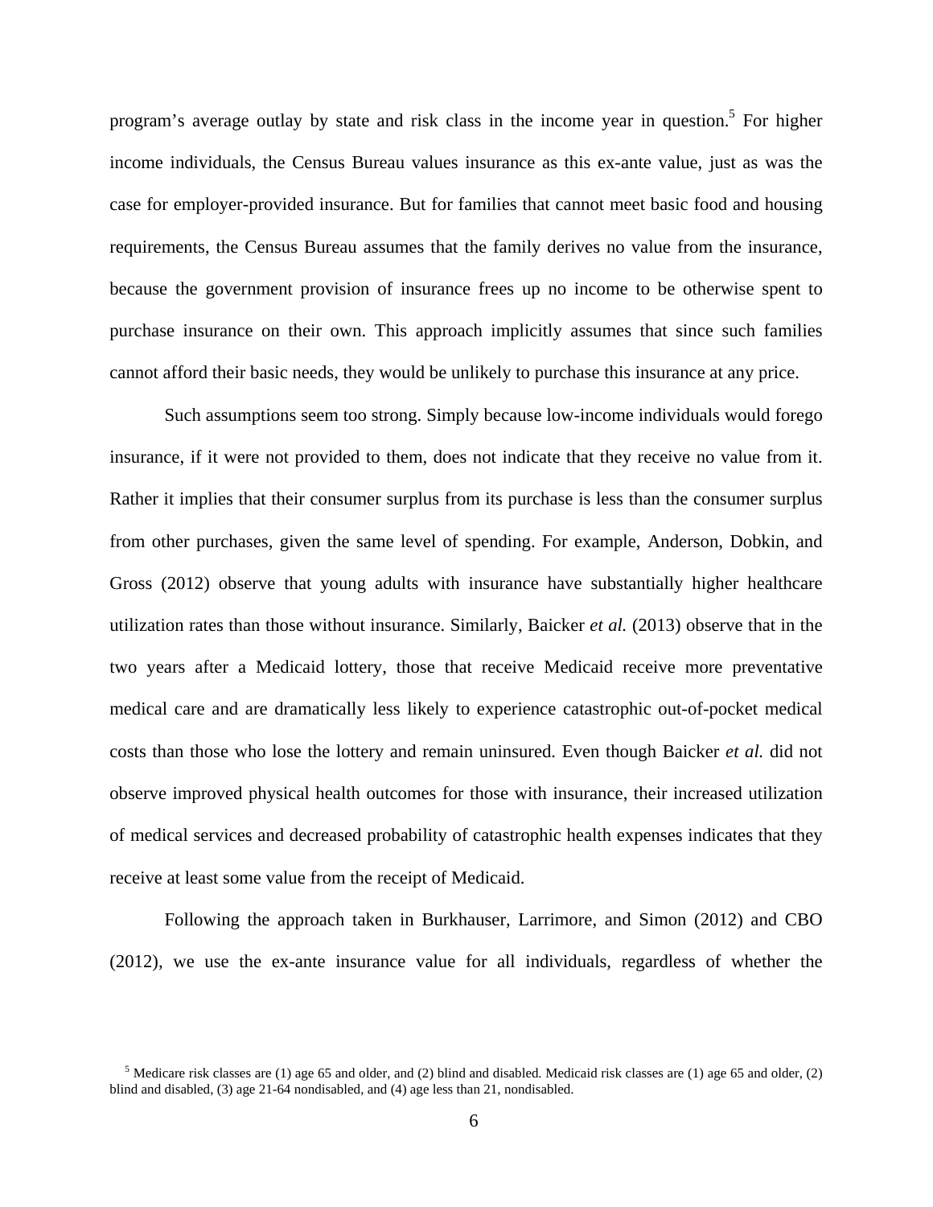program's average outlay by state and risk class in the income year in question.[5] For higher income individuals, the Census Bureau values insurance as this ex-ante value, just as was the case for employer-provided insurance. But for families that cannot meet basic food and housing requirements, the Census Bureau assumes that the family derives no value from the insurance, because the government provision of insurance frees up no income to be otherwise spent to purchase insurance on their own. This approach implicitly assumes that since such families cannot afford their basic needs, they would be unlikely to purchase this insurance at any price.

Such assumptions seem too strong. Simply because low-income individuals would forego insurance, if it were not provided to them, does not indicate that they receive no value from it. Rather it implies that their consumer surplus from its purchase is less than the consumer surplus from other purchases, given the same level of spending. For example, Anderson, Dobkin, and Gross (2012) observe that young adults with insurance have substantially higher healthcare utilization rates than those without insurance. Similarly, Baicker *et al.* (2013) observe that in the two years after a Medicaid lottery, those that receive Medicaid receive more preventative medical care and are dramatically less likely to experience catastrophic out-of-pocket medical costs than those who lose the lottery and remain uninsured. Even though Baicker *et al.* did not observe improved physical health outcomes for those with insurance, their increased utilization of medical services and decreased probability of catastrophic health expenses indicates that they receive at least some value from the receipt of Medicaid.

Following the approach taken in Burkhauser, Larrimore, and Simon (2012) and CBO (2012), we use the ex-ante insurance value for all individuals, regardless of whether the

[5] Medicare risk classes are (1) age 65 and older, and (2) blind and disabled. Medicaid risk classes are (1) age 65 and older, (2) blind and disabled, (3) age 21-64 nondisabled, and (4) age less than 21, nondisabled.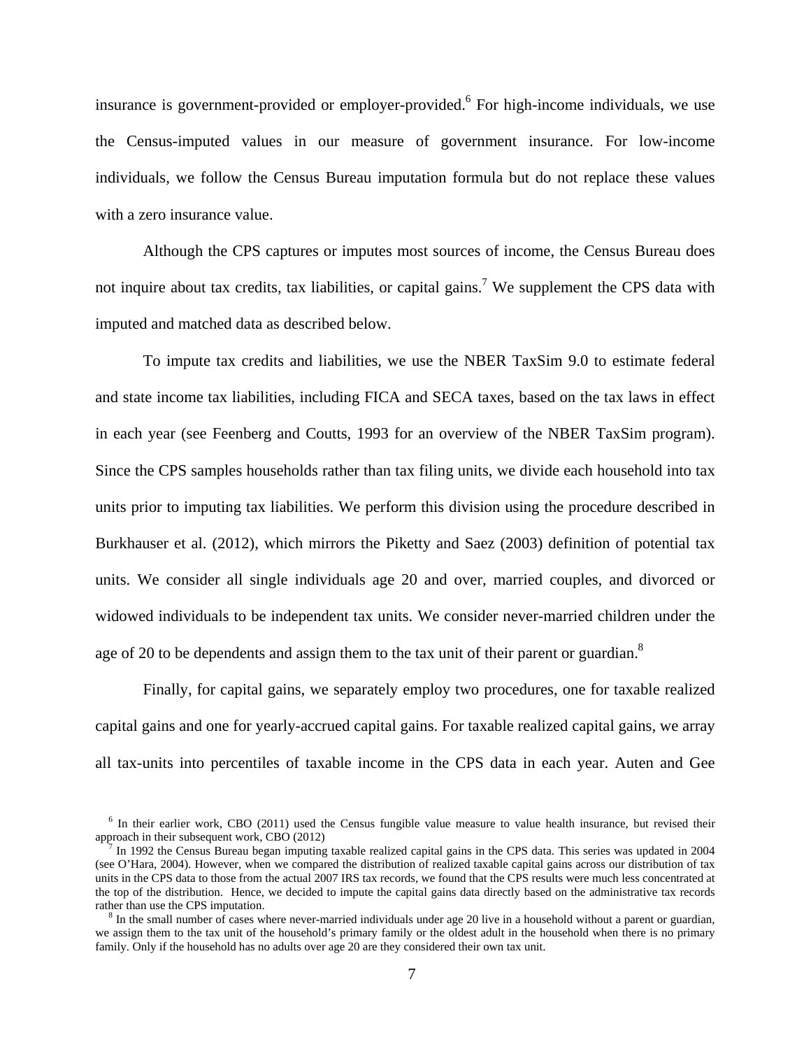insurance is government-provided or employer-provided.[6] For high-income individuals, we use the Census-imputed values in our measure of government insurance. For low-income individuals, we follow the Census Bureau imputation formula but do not replace these values with a zero insurance value.

Although the CPS captures or imputes most sources of income, the Census Bureau does not inquire about tax credits, tax liabilities, or capital gains.[7] We supplement the CPS data with imputed and matched data as described below.

To impute tax credits and liabilities, we use the NBER TaxSim 9.0 to estimate federal and state income tax liabilities, including FICA and SECA taxes, based on the tax laws in effect in each year (see Feenberg and Coutts, 1993 for an overview of the NBER TaxSim program). Since the CPS samples households rather than tax filing units, we divide each household into tax units prior to imputing tax liabilities. We perform this division using the procedure described in Burkhauser et al. (2012), which mirrors the Piketty and Saez (2003) definition of potential tax units. We consider all single individuals age 20 and over, married couples, and divorced or widowed individuals to be independent tax units. We consider never-married children under the age of 20 to be dependents and assign them to the tax unit of their parent or guardian.[8]

Finally, for capital gains, we separately employ two procedures, one for taxable realized capital gains and one for yearly-accrued capital gains. For taxable realized capital gains, we array all tax-units into percentiles of taxable income in the CPS data in each year. Auten and Gee

[6] In their earlier work, CBO (2011) used the Census fungible value measure to value health insurance, but revised their approach in their subsequent work, CBO (2012)

[7] In 1992 the Census Bureau began imputing taxable realized capital gains in the CPS data. This series was updated in 2004 (see O'Hara, 2004). However, when we compared the distribution of realized taxable capital gains across our distribution of tax units in the CPS data to those from the actual 2007 IRS tax records, we found that the CPS results were much less concentrated at the top of the distribution. Hence, we decided to impute the capital gains data directly based on the administrative tax records rather than use the CPS imputation.

[8] In the small number of cases where never-married individuals under age 20 live in a household without a parent or guardian, we assign them to the tax unit of the household's primary family or the oldest adult in the household when there is no primary family. Only if the household has no adults over age 20 are they considered their own tax unit.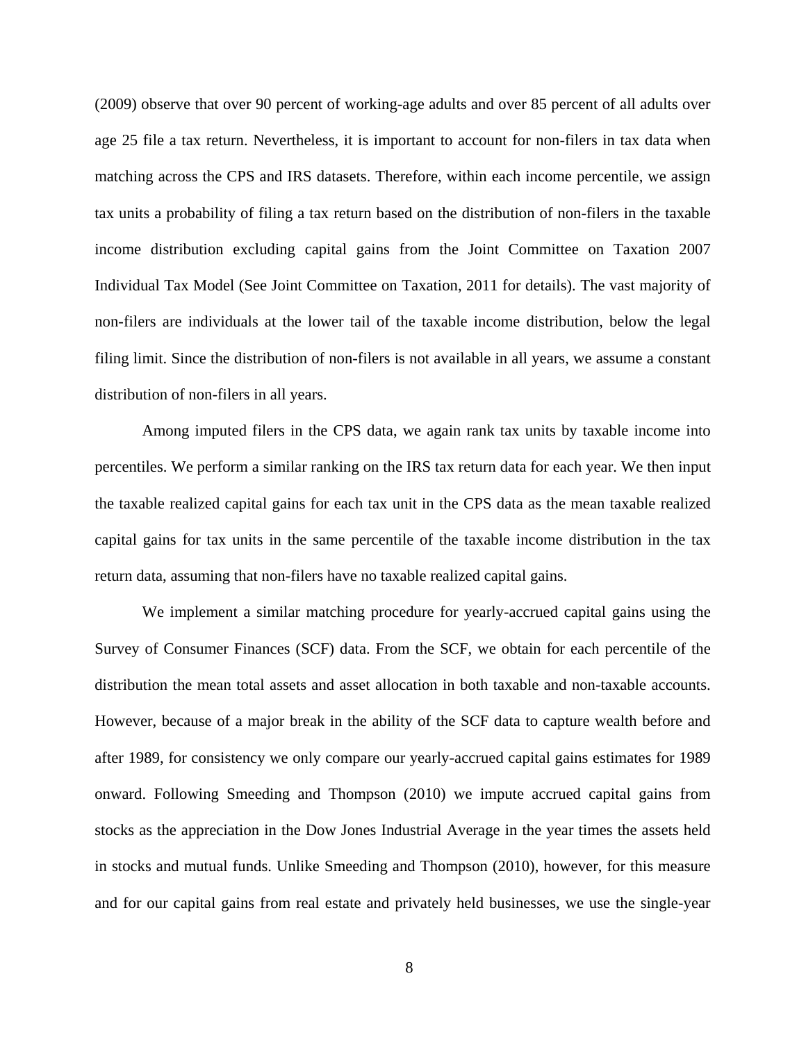(2009) observe that over 90 percent of working-age adults and over 85 percent of all adults over age 25 file a tax return. Nevertheless, it is important to account for non-filers in tax data when matching across the CPS and IRS datasets. Therefore, within each income percentile, we assign tax units a probability of filing a tax return based on the distribution of non-filers in the taxable income distribution excluding capital gains from the Joint Committee on Taxation 2007 Individual Tax Model (See Joint Committee on Taxation, 2011 for details). The vast majority of non-filers are individuals at the lower tail of the taxable income distribution, below the legal filing limit. Since the distribution of non-filers is not available in all years, we assume a constant distribution of non-filers in all years.

Among imputed filers in the CPS data, we again rank tax units by taxable income into percentiles. We perform a similar ranking on the IRS tax return data for each year. We then input the taxable realized capital gains for each tax unit in the CPS data as the mean taxable realized capital gains for tax units in the same percentile of the taxable income distribution in the tax return data, assuming that non-filers have no taxable realized capital gains.

We implement a similar matching procedure for yearly-accrued capital gains using the Survey of Consumer Finances (SCF) data. From the SCF, we obtain for each percentile of the distribution the mean total assets and asset allocation in both taxable and non-taxable accounts. However, because of a major break in the ability of the SCF data to capture wealth before and after 1989, for consistency we only compare our yearly-accrued capital gains estimates for 1989 onward. Following Smeeding and Thompson (2010) we impute accrued capital gains from stocks as the appreciation in the Dow Jones Industrial Average in the year times the assets held in stocks and mutual funds. Unlike Smeeding and Thompson (2010), however, for this measure and for our capital gains from real estate and privately held businesses, we use the single-year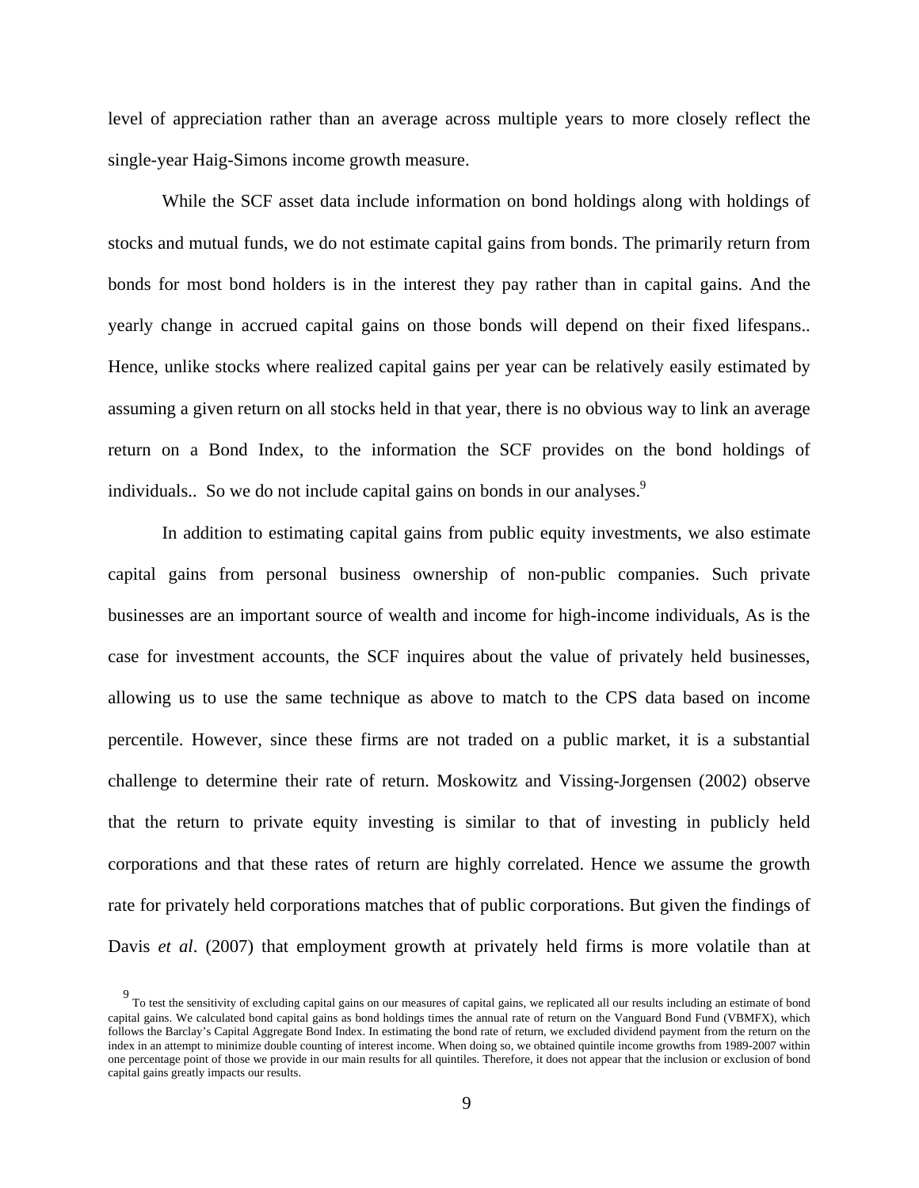level of appreciation rather than an average across multiple years to more closely reflect the single-year Haig-Simons income growth measure.

While the SCF asset data include information on bond holdings along with holdings of stocks and mutual funds, we do not estimate capital gains from bonds. The primarily return from bonds for most bond holders is in the interest they pay rather than in capital gains. And the yearly change in accrued capital gains on those bonds will depend on their fixed lifespans.. Hence, unlike stocks where realized capital gains per year can be relatively easily estimated by assuming a given return on all stocks held in that year, there is no obvious way to link an average return on a Bond Index, to the information the SCF provides on the bond holdings of individuals.. So we do not include capital gains on bonds in our analyses.[9]

In addition to estimating capital gains from public equity investments, we also estimate capital gains from personal business ownership of non-public companies. Such private businesses are an important source of wealth and income for high-income individuals, As is the case for investment accounts, the SCF inquires about the value of privately held businesses, allowing us to use the same technique as above to match to the CPS data based on income percentile. However, since these firms are not traded on a public market, it is a substantial challenge to determine their rate of return. Moskowitz and Vissing-Jorgensen (2002) observe that the return to private equity investing is similar to that of investing in publicly held corporations and that these rates of return are highly correlated. Hence we assume the growth rate for privately held corporations matches that of public corporations. But given the findings of Davis *et al*. (2007) that employment growth at privately held firms is more volatile than at

[9] To test the sensitivity of excluding capital gains on our measures of capital gains, we replicated all our results including an estimate of bond capital gains. We calculated bond capital gains as bond holdings times the annual rate of return on the Vanguard Bond Fund (VBMFX), which follows the Barclay's Capital Aggregate Bond Index. In estimating the bond rate of return, we excluded dividend payment from the return on the index in an attempt to minimize double counting of interest income. When doing so, we obtained quintile income growths from 1989-2007 within one percentage point of those we provide in our main results for all quintiles. Therefore, it does not appear that the inclusion or exclusion of bond capital gains greatly impacts our results.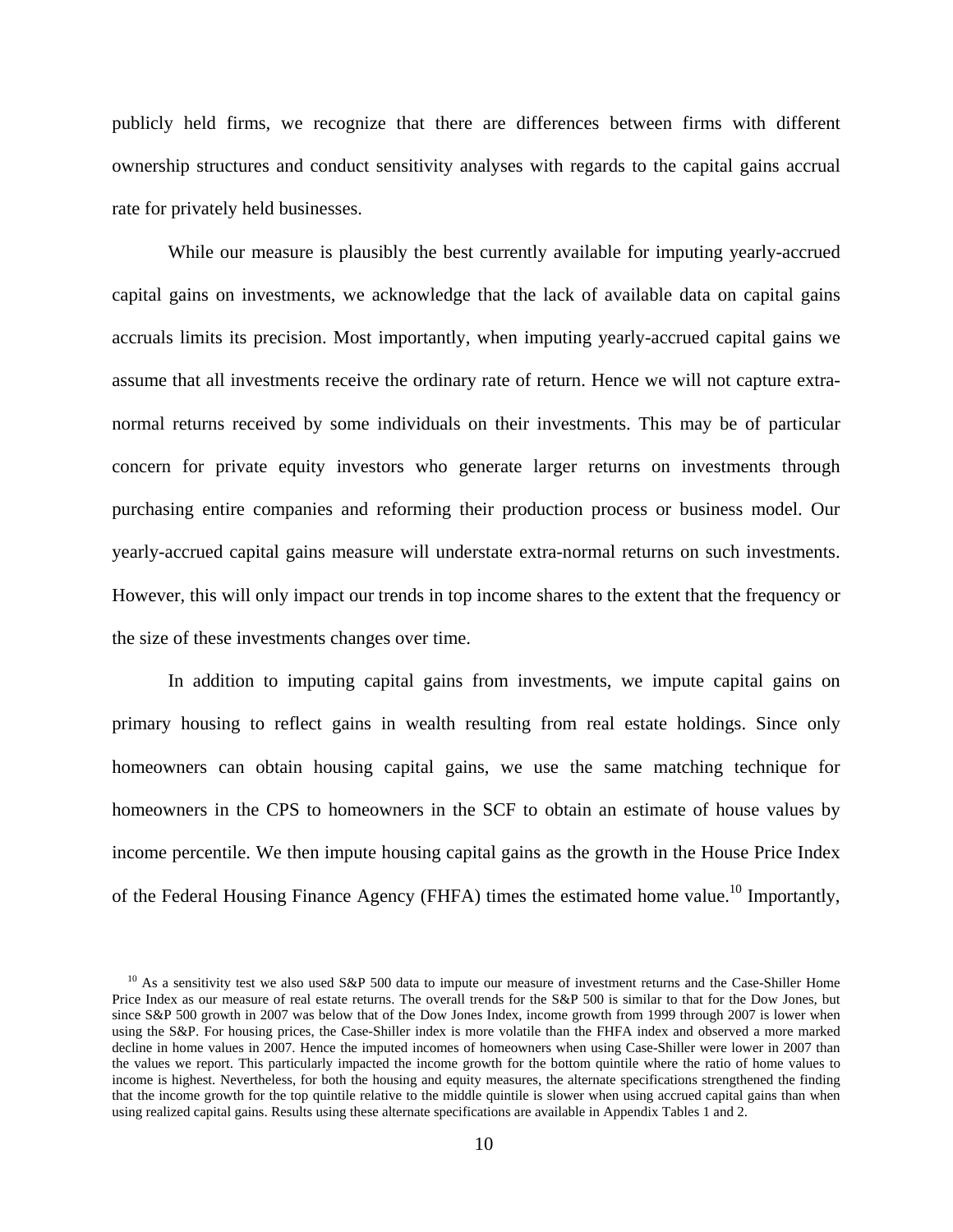publicly held firms, we recognize that there are differences between firms with different ownership structures and conduct sensitivity analyses with regards to the capital gains accrual rate for privately held businesses.

While our measure is plausibly the best currently available for imputing yearly-accrued capital gains on investments, we acknowledge that the lack of available data on capital gains accruals limits its precision. Most importantly, when imputing yearly-accrued capital gains we assume that all investments receive the ordinary rate of return. Hence we will not capture extra-normal returns received by some individuals on their investments. This may be of particular concern for private equity investors who generate larger returns on investments through purchasing entire companies and reforming their production process or business model. Our yearly-accrued capital gains measure will understate extra-normal returns on such investments. However, this will only impact our trends in top income shares to the extent that the frequency or the size of these investments changes over time.

In addition to imputing capital gains from investments, we impute capital gains on primary housing to reflect gains in wealth resulting from real estate holdings. Since only homeowners can obtain housing capital gains, we use the same matching technique for homeowners in the CPS to homeowners in the SCF to obtain an estimate of house values by income percentile. We then impute housing capital gains as the growth in the House Price Index of the Federal Housing Finance Agency (FHFA) times the estimated home value.[10] Importantly,

[10] As a sensitivity test we also used S&P 500 data to impute our measure of investment returns and the Case-Shiller Home Price Index as our measure of real estate returns. The overall trends for the S&P 500 is similar to that for the Dow Jones, but since S&P 500 growth in 2007 was below that of the Dow Jones Index, income growth from 1999 through 2007 is lower when using the S&P. For housing prices, the Case-Shiller index is more volatile than the FHFA index and observed a more marked decline in home values in 2007. Hence the imputed incomes of homeowners when using Case-Shiller were lower in 2007 than the values we report. This particularly impacted the income growth for the bottom quintile where the ratio of home values to income is highest. Nevertheless, for both the housing and equity measures, the alternate specifications strengthened the finding that the income growth for the top quintile relative to the middle quintile is slower when using accrued capital gains than when using realized capital gains. Results using these alternate specifications are available in Appendix Tables 1 and 2.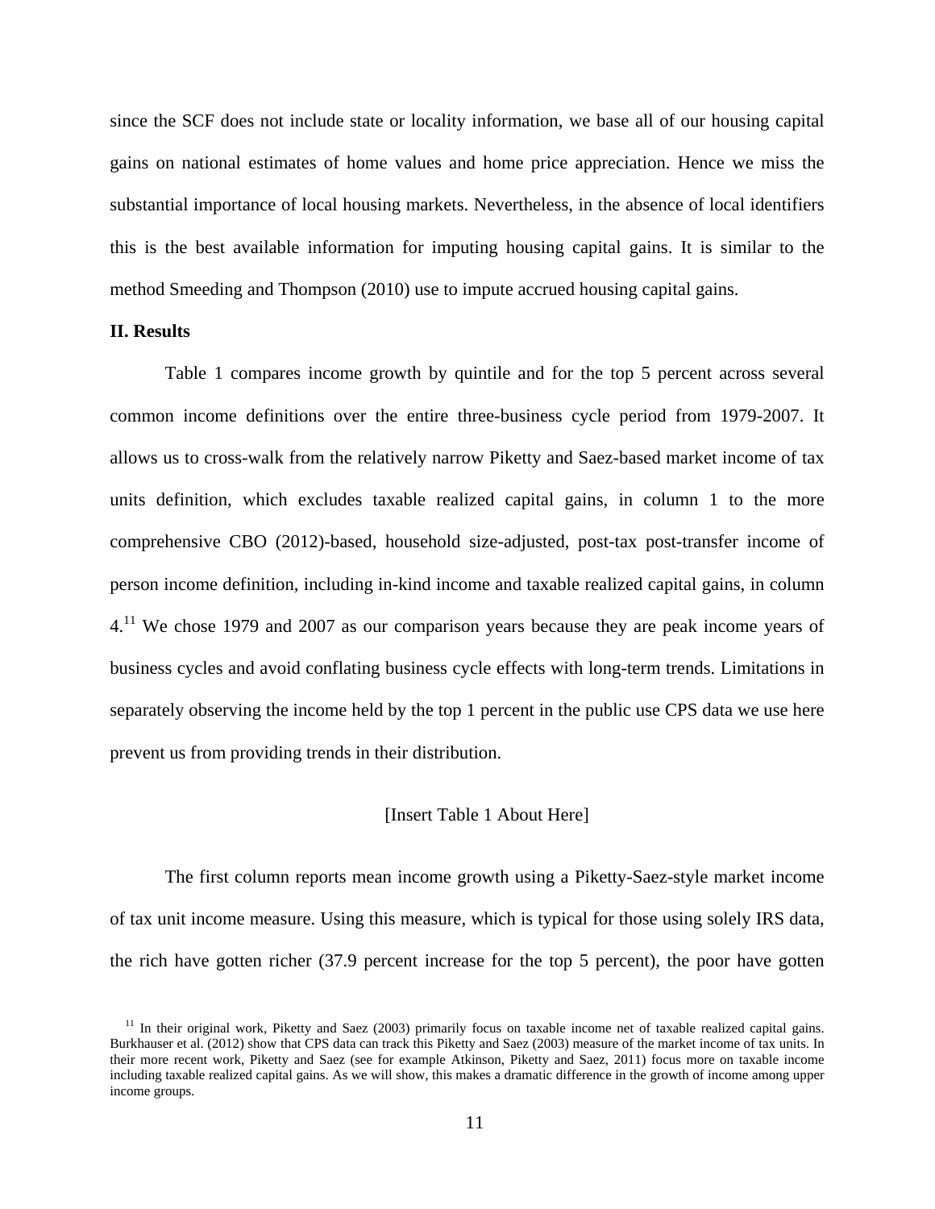since the SCF does not include state or locality information, we base all of our housing capital gains on national estimates of home values and home price appreciation. Hence we miss the substantial importance of local housing markets. Nevertheless, in the absence of local identifiers this is the best available information for imputing housing capital gains. It is similar to the method Smeeding and Thompson (2010) use to impute accrued housing capital gains.

## II. Results

Table 1 compares income growth by quintile and for the top 5 percent across several common income definitions over the entire three-business cycle period from 1979-2007. It allows us to cross-walk from the relatively narrow Piketty and Saez-based market income of tax units definition, which excludes taxable realized capital gains, in column 1 to the more comprehensive CBO (2012)-based, household size-adjusted, post-tax post-transfer income of person income definition, including in-kind income and taxable realized capital gains, in column 4.[11] We chose 1979 and 2007 as our comparison years because they are peak income years of business cycles and avoid conflating business cycle effects with long-term trends. Limitations in separately observing the income held by the top 1 percent in the public use CPS data we use here prevent us from providing trends in their distribution.

[Insert Table 1 About Here]

The first column reports mean income growth using a Piketty-Saez-style market income of tax unit income measure. Using this measure, which is typical for those using solely IRS data, the rich have gotten richer (37.9 percent increase for the top 5 percent), the poor have gotten

[11] In their original work, Piketty and Saez (2003) primarily focus on taxable income net of taxable realized capital gains. Burkhauser et al. (2012) show that CPS data can track this Piketty and Saez (2003) measure of the market income of tax units. In their more recent work, Piketty and Saez (see for example Atkinson, Piketty and Saez, 2011) focus more on taxable income including taxable realized capital gains. As we will show, this makes a dramatic difference in the growth of income among upper income groups.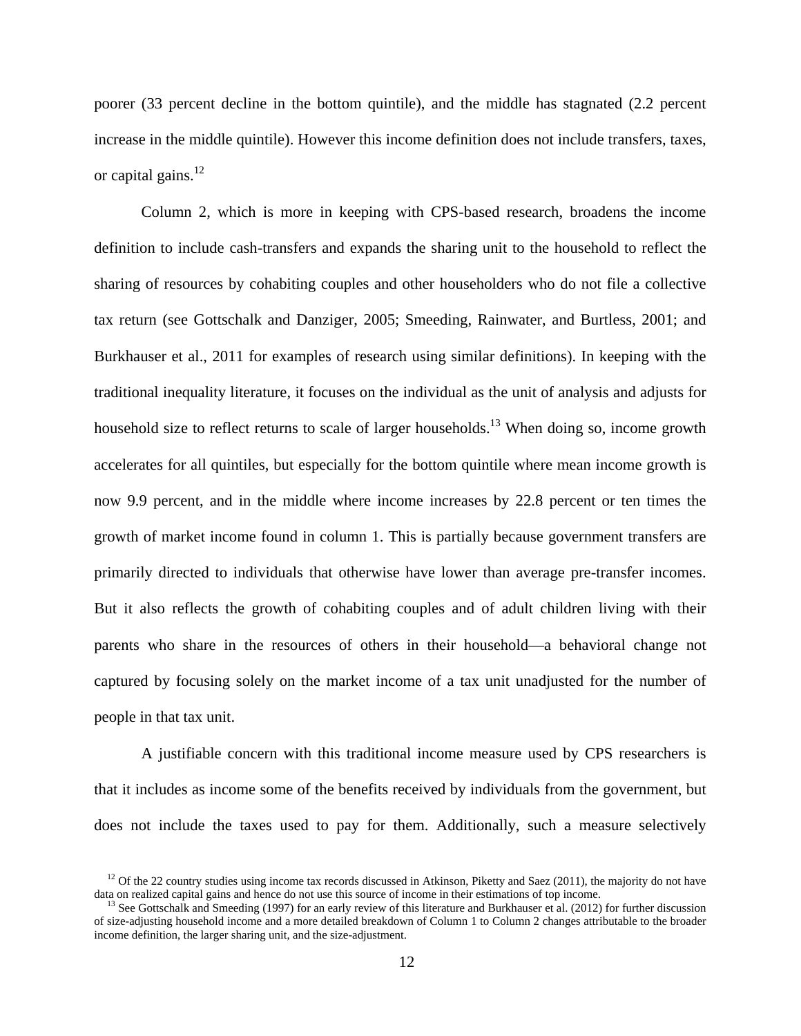poorer (33 percent decline in the bottom quintile), and the middle has stagnated (2.2 percent increase in the middle quintile). However this income definition does not include transfers, taxes, or capital gains.[12]

Column 2, which is more in keeping with CPS-based research, broadens the income definition to include cash-transfers and expands the sharing unit to the household to reflect the sharing of resources by cohabiting couples and other householders who do not file a collective tax return (see Gottschalk and Danziger, 2005; Smeeding, Rainwater, and Burtless, 2001; and Burkhauser et al., 2011 for examples of research using similar definitions). In keeping with the traditional inequality literature, it focuses on the individual as the unit of analysis and adjusts for household size to reflect returns to scale of larger households.[13] When doing so, income growth accelerates for all quintiles, but especially for the bottom quintile where mean income growth is now 9.9 percent, and in the middle where income increases by 22.8 percent or ten times the growth of market income found in column 1. This is partially because government transfers are primarily directed to individuals that otherwise have lower than average pre-transfer incomes. But it also reflects the growth of cohabiting couples and of adult children living with their parents who share in the resources of others in their household—a behavioral change not captured by focusing solely on the market income of a tax unit unadjusted for the number of people in that tax unit.

A justifiable concern with this traditional income measure used by CPS researchers is that it includes as income some of the benefits received by individuals from the government, but does not include the taxes used to pay for them. Additionally, such a measure selectively

[12] Of the 22 country studies using income tax records discussed in Atkinson, Piketty and Saez (2011), the majority do not have data on realized capital gains and hence do not use this source of income in their estimations of top income.

[13] See Gottschalk and Smeeding (1997) for an early review of this literature and Burkhauser et al. (2012) for further discussion of size-adjusting household income and a more detailed breakdown of Column 1 to Column 2 changes attributable to the broader income definition, the larger sharing unit, and the size-adjustment.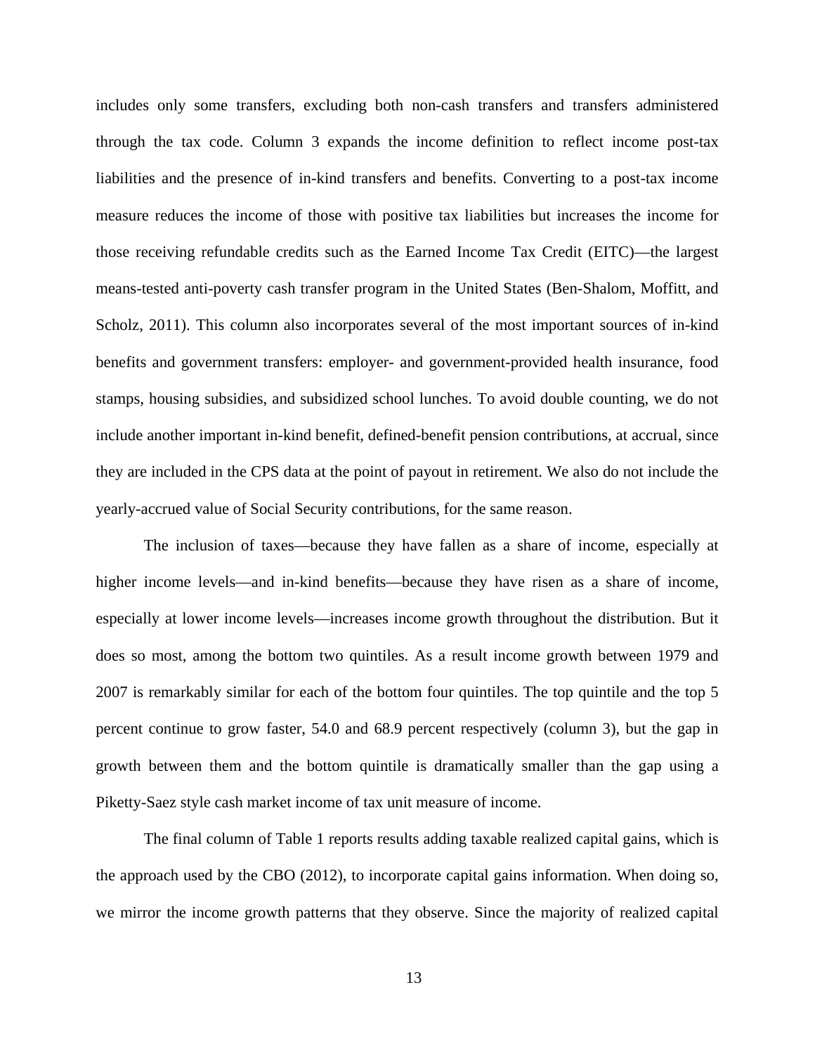includes only some transfers, excluding both non-cash transfers and transfers administered through the tax code. Column 3 expands the income definition to reflect income post-tax liabilities and the presence of in-kind transfers and benefits. Converting to a post-tax income measure reduces the income of those with positive tax liabilities but increases the income for those receiving refundable credits such as the Earned Income Tax Credit (EITC)—the largest means-tested anti-poverty cash transfer program in the United States (Ben-Shalom, Moffitt, and Scholz, 2011). This column also incorporates several of the most important sources of in-kind benefits and government transfers: employer- and government-provided health insurance, food stamps, housing subsidies, and subsidized school lunches. To avoid double counting, we do not include another important in-kind benefit, defined-benefit pension contributions, at accrual, since they are included in the CPS data at the point of payout in retirement. We also do not include the yearly-accrued value of Social Security contributions, for the same reason.

The inclusion of taxes—because they have fallen as a share of income, especially at higher income levels—and in-kind benefits—because they have risen as a share of income, especially at lower income levels—increases income growth throughout the distribution. But it does so most, among the bottom two quintiles. As a result income growth between 1979 and 2007 is remarkably similar for each of the bottom four quintiles. The top quintile and the top 5 percent continue to grow faster, 54.0 and 68.9 percent respectively (column 3), but the gap in growth between them and the bottom quintile is dramatically smaller than the gap using a Piketty-Saez style cash market income of tax unit measure of income.

The final column of Table 1 reports results adding taxable realized capital gains, which is the approach used by the CBO (2012), to incorporate capital gains information. When doing so, we mirror the income growth patterns that they observe. Since the majority of realized capital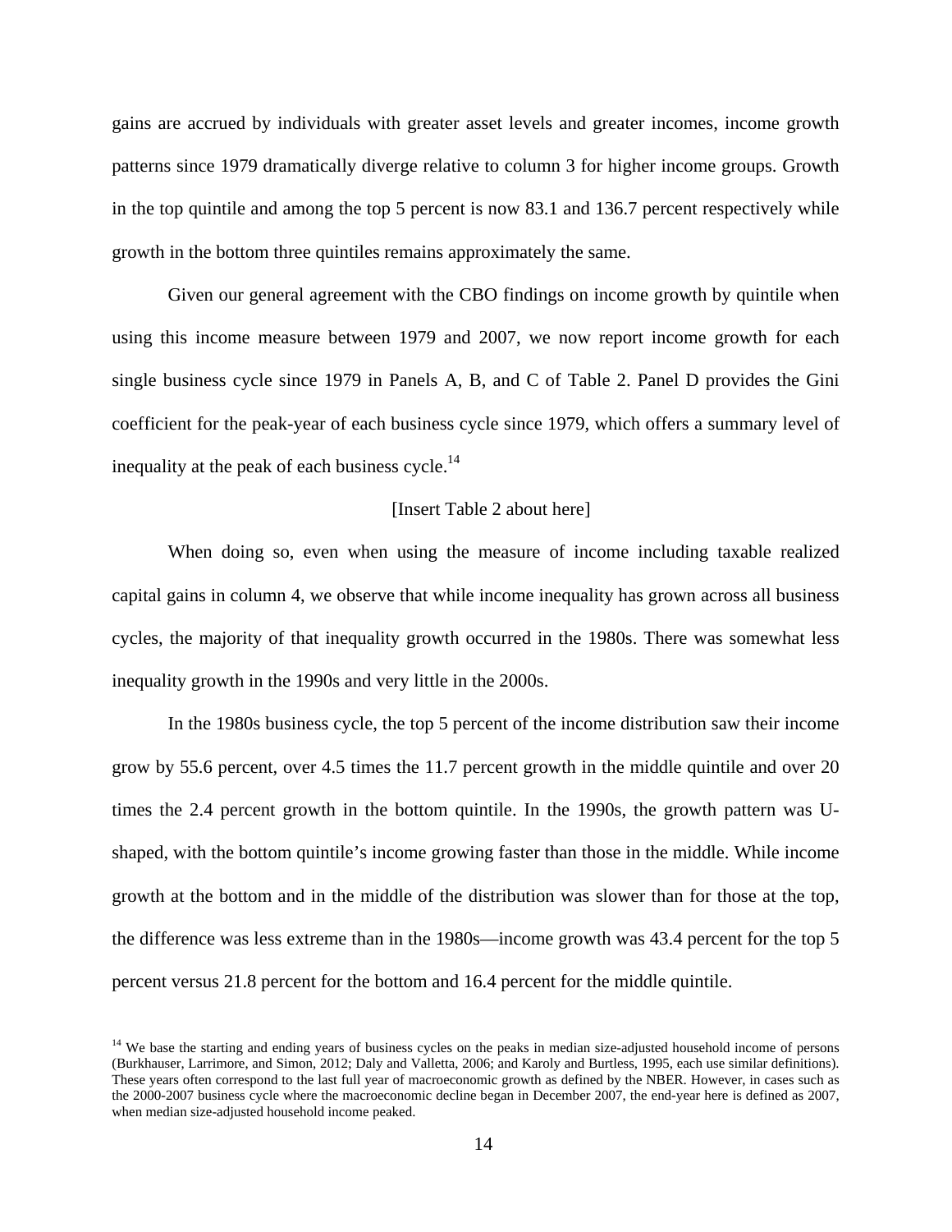gains are accrued by individuals with greater asset levels and greater incomes, income growth patterns since 1979 dramatically diverge relative to column 3 for higher income groups. Growth in the top quintile and among the top 5 percent is now 83.1 and 136.7 percent respectively while growth in the bottom three quintiles remains approximately the same.

Given our general agreement with the CBO findings on income growth by quintile when using this income measure between 1979 and 2007, we now report income growth for each single business cycle since 1979 in Panels A, B, and C of Table 2. Panel D provides the Gini coefficient for the peak-year of each business cycle since 1979, which offers a summary level of inequality at the peak of each business cycle.[14]

[Insert Table 2 about here]

When doing so, even when using the measure of income including taxable realized capital gains in column 4, we observe that while income inequality has grown across all business cycles, the majority of that inequality growth occurred in the 1980s. There was somewhat less inequality growth in the 1990s and very little in the 2000s.

In the 1980s business cycle, the top 5 percent of the income distribution saw their income grow by 55.6 percent, over 4.5 times the 11.7 percent growth in the middle quintile and over 20 times the 2.4 percent growth in the bottom quintile. In the 1990s, the growth pattern was U-shaped, with the bottom quintile's income growing faster than those in the middle. While income growth at the bottom and in the middle of the distribution was slower than for those at the top, the difference was less extreme than in the 1980s—income growth was 43.4 percent for the top 5 percent versus 21.8 percent for the bottom and 16.4 percent for the middle quintile.

[14] We base the starting and ending years of business cycles on the peaks in median size-adjusted household income of persons (Burkhauser, Larrimore, and Simon, 2012; Daly and Valletta, 2006; and Karoly and Burtless, 1995, each use similar definitions). These years often correspond to the last full year of macroeconomic growth as defined by the NBER. However, in cases such as the 2000-2007 business cycle where the macroeconomic decline began in December 2007, the end-year here is defined as 2007, when median size-adjusted household income peaked.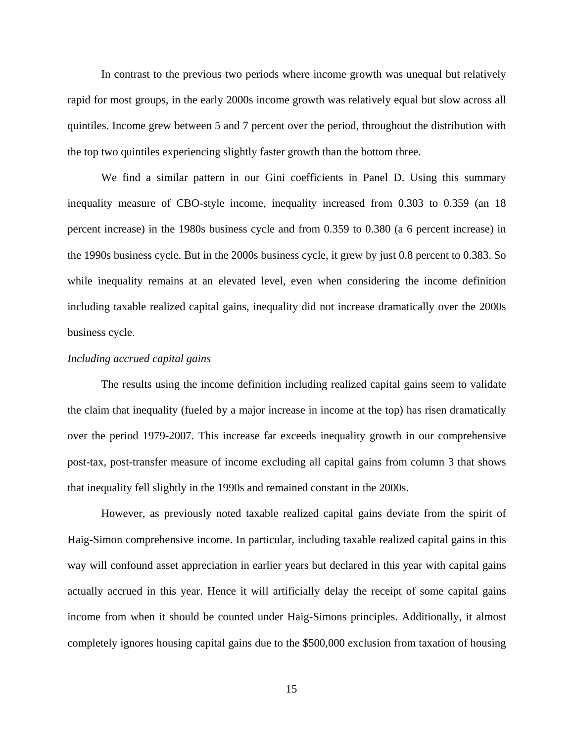In contrast to the previous two periods where income growth was unequal but relatively rapid for most groups, in the early 2000s income growth was relatively equal but slow across all quintiles. Income grew between 5 and 7 percent over the period, throughout the distribution with the top two quintiles experiencing slightly faster growth than the bottom three.

We find a similar pattern in our Gini coefficients in Panel D. Using this summary inequality measure of CBO-style income, inequality increased from 0.303 to 0.359 (an 18 percent increase) in the 1980s business cycle and from 0.359 to 0.380 (a 6 percent increase) in the 1990s business cycle. But in the 2000s business cycle, it grew by just 0.8 percent to 0.383. So while inequality remains at an elevated level, even when considering the income definition including taxable realized capital gains, inequality did not increase dramatically over the 2000s business cycle.

*Including accrued capital gains*

The results using the income definition including realized capital gains seem to validate the claim that inequality (fueled by a major increase in income at the top) has risen dramatically over the period 1979-2007. This increase far exceeds inequality growth in our comprehensive post-tax, post-transfer measure of income excluding all capital gains from column 3 that shows that inequality fell slightly in the 1990s and remained constant in the 2000s.

However, as previously noted taxable realized capital gains deviate from the spirit of Haig-Simon comprehensive income. In particular, including taxable realized capital gains in this way will confound asset appreciation in earlier years but declared in this year with capital gains actually accrued in this year. Hence it will artificially delay the receipt of some capital gains income from when it should be counted under Haig-Simons principles. Additionally, it almost completely ignores housing capital gains due to the $500,000 exclusion from taxation of housing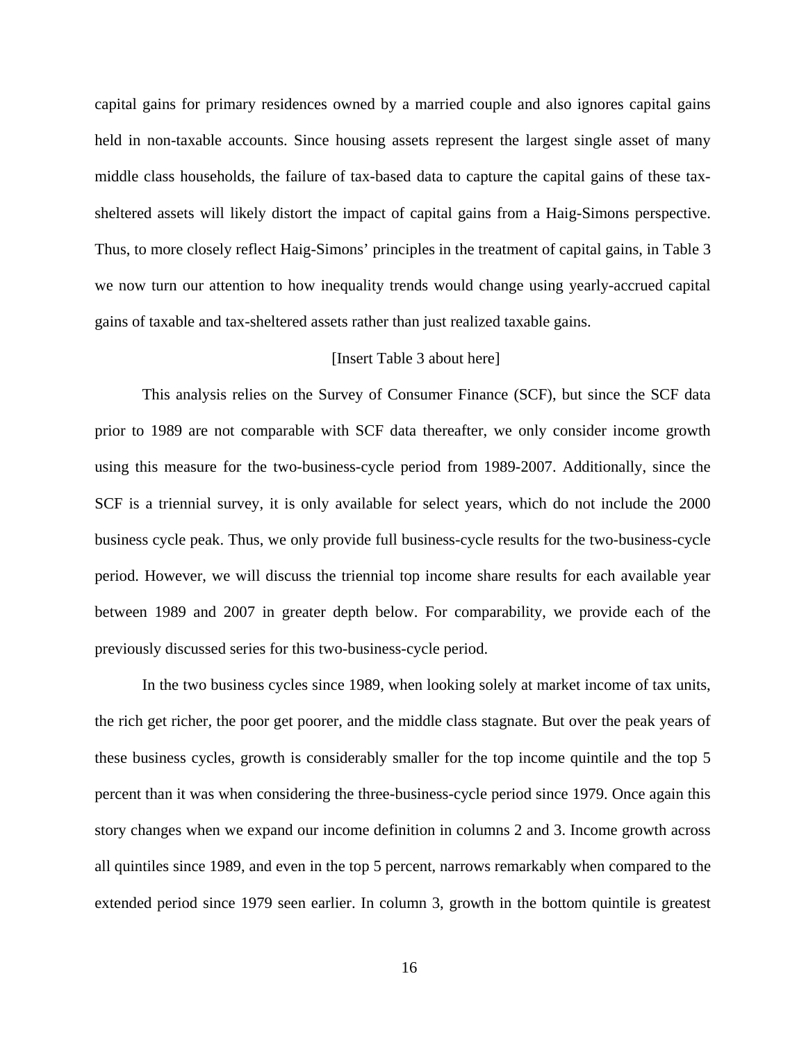capital gains for primary residences owned by a married couple and also ignores capital gains held in non-taxable accounts. Since housing assets represent the largest single asset of many middle class households, the failure of tax-based data to capture the capital gains of these tax-sheltered assets will likely distort the impact of capital gains from a Haig-Simons perspective. Thus, to more closely reflect Haig-Simons' principles in the treatment of capital gains, in Table 3 we now turn our attention to how inequality trends would change using yearly-accrued capital gains of taxable and tax-sheltered assets rather than just realized taxable gains.

[Insert Table 3 about here]

This analysis relies on the Survey of Consumer Finance (SCF), but since the SCF data prior to 1989 are not comparable with SCF data thereafter, we only consider income growth using this measure for the two-business-cycle period from 1989-2007. Additionally, since the SCF is a triennial survey, it is only available for select years, which do not include the 2000 business cycle peak. Thus, we only provide full business-cycle results for the two-business-cycle period. However, we will discuss the triennial top income share results for each available year between 1989 and 2007 in greater depth below. For comparability, we provide each of the previously discussed series for this two-business-cycle period.

In the two business cycles since 1989, when looking solely at market income of tax units, the rich get richer, the poor get poorer, and the middle class stagnate. But over the peak years of these business cycles, growth is considerably smaller for the top income quintile and the top 5 percent than it was when considering the three-business-cycle period since 1979. Once again this story changes when we expand our income definition in columns 2 and 3. Income growth across all quintiles since 1989, and even in the top 5 percent, narrows remarkably when compared to the extended period since 1979 seen earlier. In column 3, growth in the bottom quintile is greatest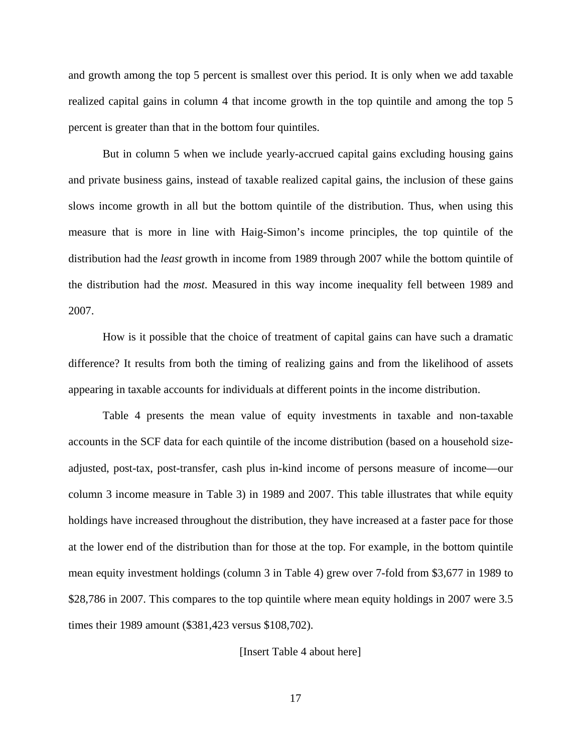and growth among the top 5 percent is smallest over this period. It is only when we add taxable realized capital gains in column 4 that income growth in the top quintile and among the top 5 percent is greater than that in the bottom four quintiles.

But in column 5 when we include yearly-accrued capital gains excluding housing gains and private business gains, instead of taxable realized capital gains, the inclusion of these gains slows income growth in all but the bottom quintile of the distribution. Thus, when using this measure that is more in line with Haig-Simon's income principles, the top quintile of the distribution had the *least* growth in income from 1989 through 2007 while the bottom quintile of the distribution had the *most*. Measured in this way income inequality fell between 1989 and 2007.

How is it possible that the choice of treatment of capital gains can have such a dramatic difference? It results from both the timing of realizing gains and from the likelihood of assets appearing in taxable accounts for individuals at different points in the income distribution.

Table 4 presents the mean value of equity investments in taxable and non-taxable accounts in the SCF data for each quintile of the income distribution (based on a household size-adjusted, post-tax, post-transfer, cash plus in-kind income of persons measure of income—our column 3 income measure in Table 3) in 1989 and 2007. This table illustrates that while equity holdings have increased throughout the distribution, they have increased at a faster pace for those at the lower end of the distribution than for those at the top. For example, in the bottom quintile mean equity investment holdings (column 3 in Table 4) grew over 7-fold from $3,677 in 1989 to $28,786 in 2007. This compares to the top quintile where mean equity holdings in 2007 were 3.5 times their 1989 amount ($381,423 versus $108,702).

[Insert Table 4 about here]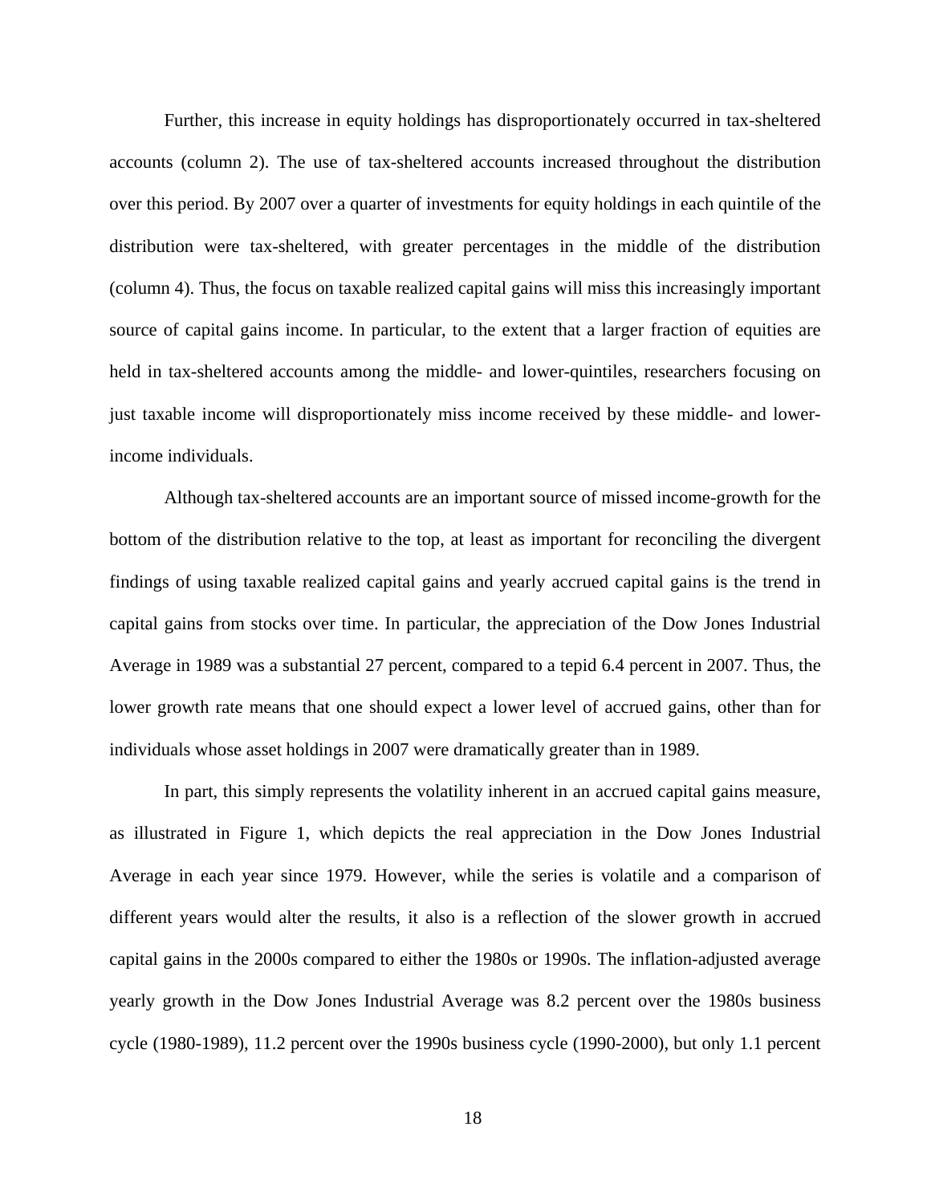Further, this increase in equity holdings has disproportionately occurred in tax-sheltered accounts (column 2). The use of tax-sheltered accounts increased throughout the distribution over this period. By 2007 over a quarter of investments for equity holdings in each quintile of the distribution were tax-sheltered, with greater percentages in the middle of the distribution (column 4). Thus, the focus on taxable realized capital gains will miss this increasingly important source of capital gains income. In particular, to the extent that a larger fraction of equities are held in tax-sheltered accounts among the middle- and lower-quintiles, researchers focusing on just taxable income will disproportionately miss income received by these middle- and lower-income individuals.

Although tax-sheltered accounts are an important source of missed income-growth for the bottom of the distribution relative to the top, at least as important for reconciling the divergent findings of using taxable realized capital gains and yearly accrued capital gains is the trend in capital gains from stocks over time. In particular, the appreciation of the Dow Jones Industrial Average in 1989 was a substantial 27 percent, compared to a tepid 6.4 percent in 2007. Thus, the lower growth rate means that one should expect a lower level of accrued gains, other than for individuals whose asset holdings in 2007 were dramatically greater than in 1989.

In part, this simply represents the volatility inherent in an accrued capital gains measure, as illustrated in Figure 1, which depicts the real appreciation in the Dow Jones Industrial Average in each year since 1979. However, while the series is volatile and a comparison of different years would alter the results, it also is a reflection of the slower growth in accrued capital gains in the 2000s compared to either the 1980s or 1990s. The inflation-adjusted average yearly growth in the Dow Jones Industrial Average was 8.2 percent over the 1980s business cycle (1980-1989), 11.2 percent over the 1990s business cycle (1990-2000), but only 1.1 percent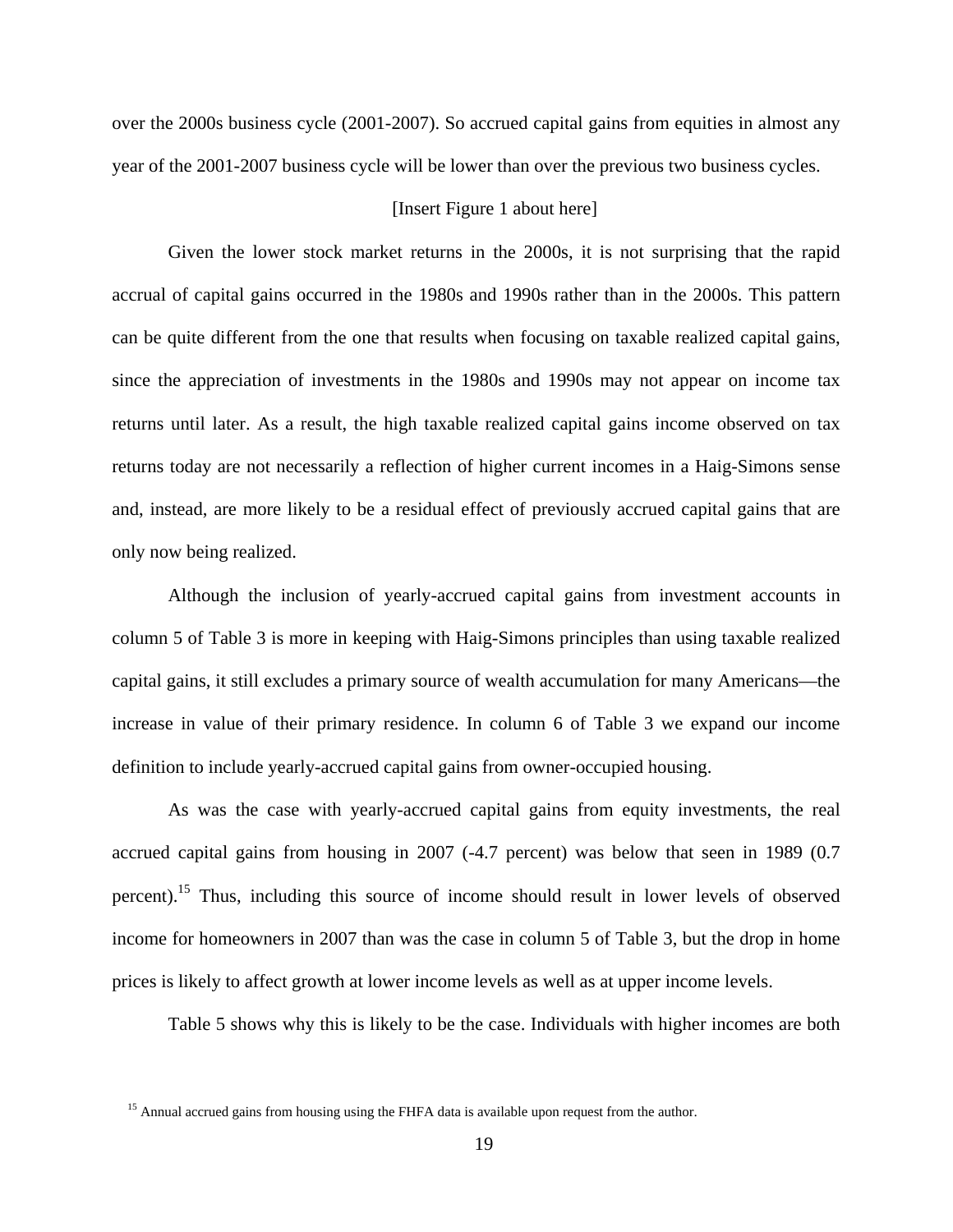over the 2000s business cycle (2001-2007). So accrued capital gains from equities in almost any year of the 2001-2007 business cycle will be lower than over the previous two business cycles.

[Insert Figure 1 about here]

Given the lower stock market returns in the 2000s, it is not surprising that the rapid accrual of capital gains occurred in the 1980s and 1990s rather than in the 2000s. This pattern can be quite different from the one that results when focusing on taxable realized capital gains, since the appreciation of investments in the 1980s and 1990s may not appear on income tax returns until later. As a result, the high taxable realized capital gains income observed on tax returns today are not necessarily a reflection of higher current incomes in a Haig-Simons sense and, instead, are more likely to be a residual effect of previously accrued capital gains that are only now being realized.

Although the inclusion of yearly-accrued capital gains from investment accounts in column 5 of Table 3 is more in keeping with Haig-Simons principles than using taxable realized capital gains, it still excludes a primary source of wealth accumulation for many Americans—the increase in value of their primary residence. In column 6 of Table 3 we expand our income definition to include yearly-accrued capital gains from owner-occupied housing.

As was the case with yearly-accrued capital gains from equity investments, the real accrued capital gains from housing in 2007 (-4.7 percent) was below that seen in 1989 (0.7 percent).[15] Thus, including this source of income should result in lower levels of observed income for homeowners in 2007 than was the case in column 5 of Table 3, but the drop in home prices is likely to affect growth at lower income levels as well as at upper income levels.

Table 5 shows why this is likely to be the case. Individuals with higher incomes are both

[15] Annual accrued gains from housing using the FHFA data is available upon request from the author.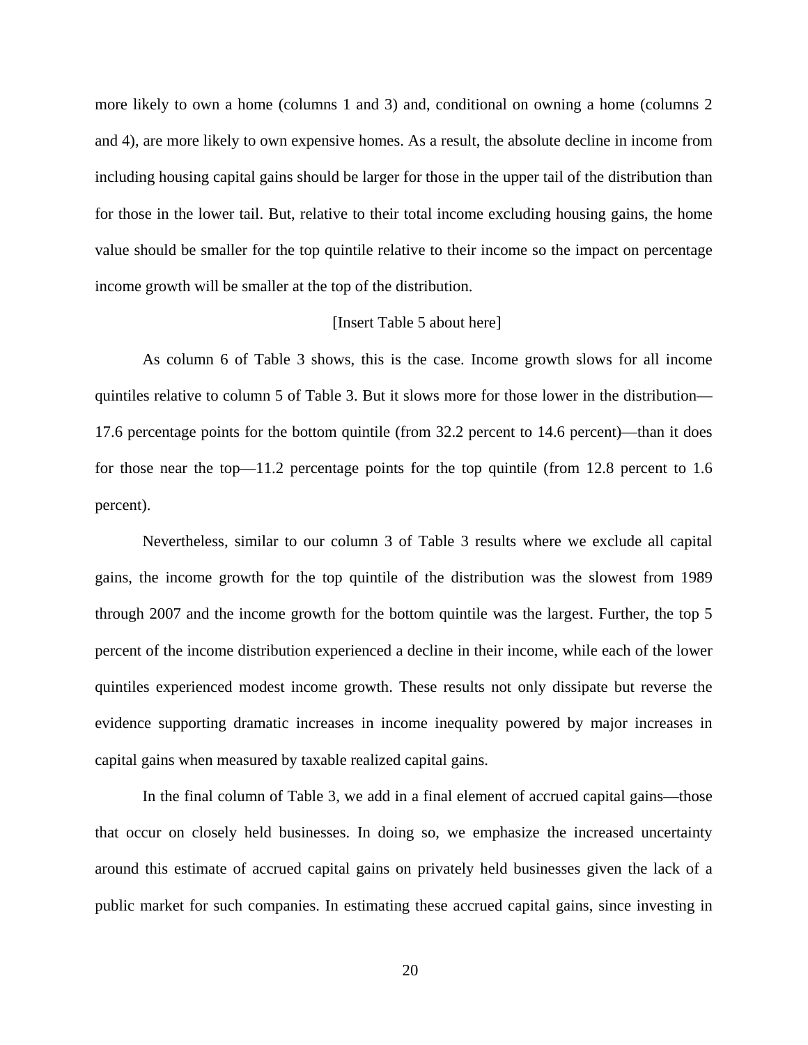more likely to own a home (columns 1 and 3) and, conditional on owning a home (columns 2 and 4), are more likely to own expensive homes. As a result, the absolute decline in income from including housing capital gains should be larger for those in the upper tail of the distribution than for those in the lower tail. But, relative to their total income excluding housing gains, the home value should be smaller for the top quintile relative to their income so the impact on percentage income growth will be smaller at the top of the distribution.

[Insert Table 5 about here]

As column 6 of Table 3 shows, this is the case. Income growth slows for all income quintiles relative to column 5 of Table 3. But it slows more for those lower in the distribution—17.6 percentage points for the bottom quintile (from 32.2 percent to 14.6 percent)—than it does for those near the top—11.2 percentage points for the top quintile (from 12.8 percent to 1.6 percent).

Nevertheless, similar to our column 3 of Table 3 results where we exclude all capital gains, the income growth for the top quintile of the distribution was the slowest from 1989 through 2007 and the income growth for the bottom quintile was the largest. Further, the top 5 percent of the income distribution experienced a decline in their income, while each of the lower quintiles experienced modest income growth. These results not only dissipate but reverse the evidence supporting dramatic increases in income inequality powered by major increases in capital gains when measured by taxable realized capital gains.

In the final column of Table 3, we add in a final element of accrued capital gains—those that occur on closely held businesses. In doing so, we emphasize the increased uncertainty around this estimate of accrued capital gains on privately held businesses given the lack of a public market for such companies. In estimating these accrued capital gains, since investing in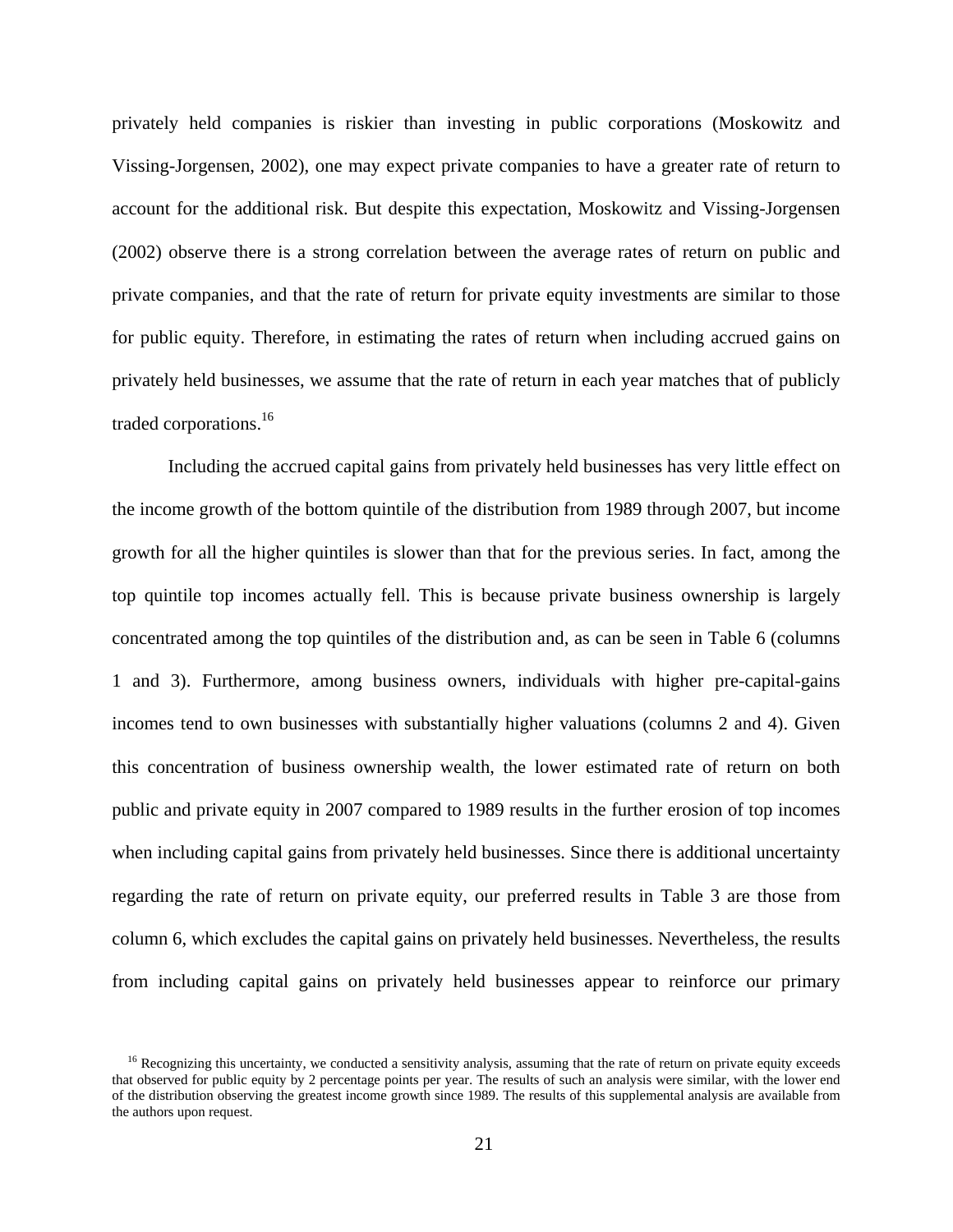privately held companies is riskier than investing in public corporations (Moskowitz and Vissing-Jorgensen, 2002), one may expect private companies to have a greater rate of return to account for the additional risk. But despite this expectation, Moskowitz and Vissing-Jorgensen (2002) observe there is a strong correlation between the average rates of return on public and private companies, and that the rate of return for private equity investments are similar to those for public equity. Therefore, in estimating the rates of return when including accrued gains on privately held businesses, we assume that the rate of return in each year matches that of publicly traded corporations.[16]

Including the accrued capital gains from privately held businesses has very little effect on the income growth of the bottom quintile of the distribution from 1989 through 2007, but income growth for all the higher quintiles is slower than that for the previous series. In fact, among the top quintile top incomes actually fell. This is because private business ownership is largely concentrated among the top quintiles of the distribution and, as can be seen in Table 6 (columns 1 and 3). Furthermore, among business owners, individuals with higher pre-capital-gains incomes tend to own businesses with substantially higher valuations (columns 2 and 4). Given this concentration of business ownership wealth, the lower estimated rate of return on both public and private equity in 2007 compared to 1989 results in the further erosion of top incomes when including capital gains from privately held businesses. Since there is additional uncertainty regarding the rate of return on private equity, our preferred results in Table 3 are those from column 6, which excludes the capital gains on privately held businesses. Nevertheless, the results from including capital gains on privately held businesses appear to reinforce our primary

[16] Recognizing this uncertainty, we conducted a sensitivity analysis, assuming that the rate of return on private equity exceeds that observed for public equity by 2 percentage points per year. The results of such an analysis were similar, with the lower end of the distribution observing the greatest income growth since 1989. The results of this supplemental analysis are available from the authors upon request.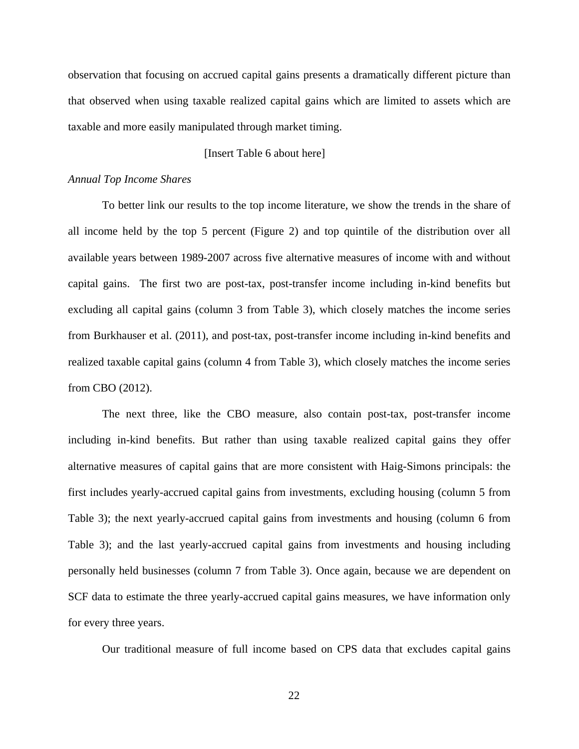observation that focusing on accrued capital gains presents a dramatically different picture than that observed when using taxable realized capital gains which are limited to assets which are taxable and more easily manipulated through market timing.

[Insert Table 6 about here]

*Annual Top Income Shares*

To better link our results to the top income literature, we show the trends in the share of all income held by the top 5 percent (Figure 2) and top quintile of the distribution over all available years between 1989-2007 across five alternative measures of income with and without capital gains. The first two are post-tax, post-transfer income including in-kind benefits but excluding all capital gains (column 3 from Table 3), which closely matches the income series from Burkhauser et al. (2011), and post-tax, post-transfer income including in-kind benefits and realized taxable capital gains (column 4 from Table 3), which closely matches the income series from CBO (2012).

The next three, like the CBO measure, also contain post-tax, post-transfer income including in-kind benefits. But rather than using taxable realized capital gains they offer alternative measures of capital gains that are more consistent with Haig-Simons principals: the first includes yearly-accrued capital gains from investments, excluding housing (column 5 from Table 3); the next yearly-accrued capital gains from investments and housing (column 6 from Table 3); and the last yearly-accrued capital gains from investments and housing including personally held businesses (column 7 from Table 3). Once again, because we are dependent on SCF data to estimate the three yearly-accrued capital gains measures, we have information only for every three years.

Our traditional measure of full income based on CPS data that excludes capital gains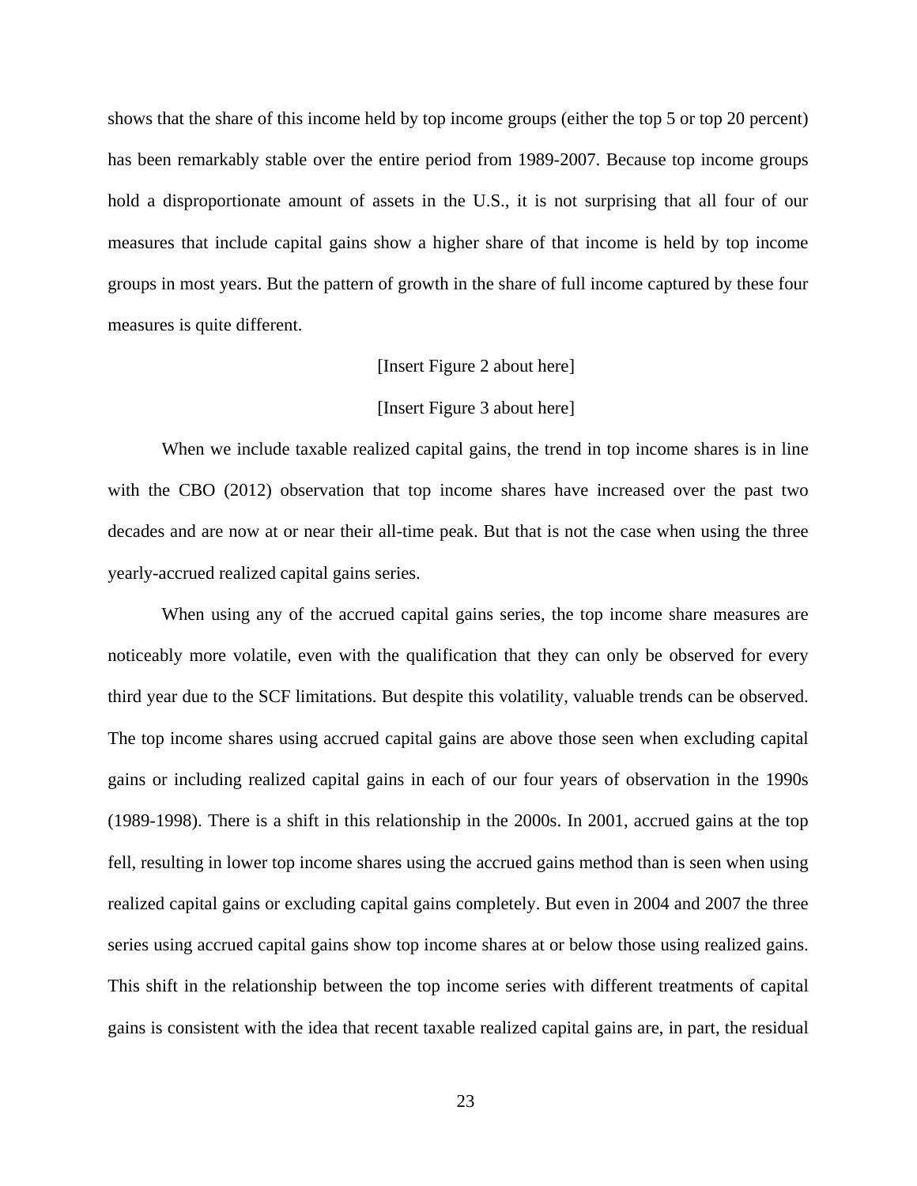shows that the share of this income held by top income groups (either the top 5 or top 20 percent) has been remarkably stable over the entire period from 1989-2007. Because top income groups hold a disproportionate amount of assets in the U.S., it is not surprising that all four of our measures that include capital gains show a higher share of that income is held by top income groups in most years. But the pattern of growth in the share of full income captured by these four measures is quite different.

[Insert Figure 2 about here]

[Insert Figure 3 about here]

When we include taxable realized capital gains, the trend in top income shares is in line with the CBO (2012) observation that top income shares have increased over the past two decades and are now at or near their all-time peak. But that is not the case when using the three yearly-accrued realized capital gains series.

When using any of the accrued capital gains series, the top income share measures are noticeably more volatile, even with the qualification that they can only be observed for every third year due to the SCF limitations. But despite this volatility, valuable trends can be observed. The top income shares using accrued capital gains are above those seen when excluding capital gains or including realized capital gains in each of our four years of observation in the 1990s (1989-1998). There is a shift in this relationship in the 2000s. In 2001, accrued gains at the top fell, resulting in lower top income shares using the accrued gains method than is seen when using realized capital gains or excluding capital gains completely. But even in 2004 and 2007 the three series using accrued capital gains show top income shares at or below those using realized gains. This shift in the relationship between the top income series with different treatments of capital gains is consistent with the idea that recent taxable realized capital gains are, in part, the residual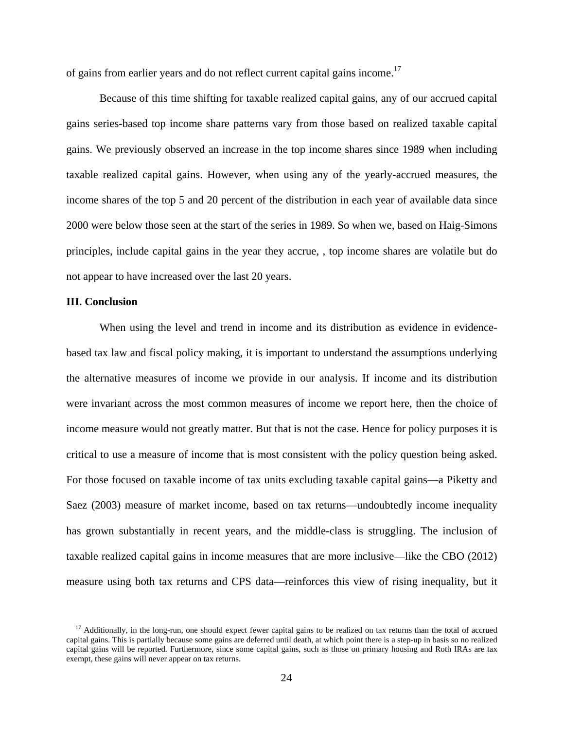of gains from earlier years and do not reflect current capital gains income.[17]

Because of this time shifting for taxable realized capital gains, any of our accrued capital gains series-based top income share patterns vary from those based on realized taxable capital gains. We previously observed an increase in the top income shares since 1989 when including taxable realized capital gains. However, when using any of the yearly-accrued measures, the income shares of the top 5 and 20 percent of the distribution in each year of available data since 2000 were below those seen at the start of the series in 1989. So when we, based on Haig-Simons principles, include capital gains in the year they accrue, , top income shares are volatile but do not appear to have increased over the last 20 years.

### III. Conclusion

When using the level and trend in income and its distribution as evidence in evidence-based tax law and fiscal policy making, it is important to understand the assumptions underlying the alternative measures of income we provide in our analysis. If income and its distribution were invariant across the most common measures of income we report here, then the choice of income measure would not greatly matter. But that is not the case. Hence for policy purposes it is critical to use a measure of income that is most consistent with the policy question being asked. For those focused on taxable income of tax units excluding taxable capital gains—a Piketty and Saez (2003) measure of market income, based on tax returns—undoubtedly income inequality has grown substantially in recent years, and the middle-class is struggling. The inclusion of taxable realized capital gains in income measures that are more inclusive—like the CBO (2012) measure using both tax returns and CPS data—reinforces this view of rising inequality, but it

[17] Additionally, in the long-run, one should expect fewer capital gains to be realized on tax returns than the total of accrued capital gains. This is partially because some gains are deferred until death, at which point there is a step-up in basis so no realized capital gains will be reported. Furthermore, since some capital gains, such as those on primary housing and Roth IRAs are tax exempt, these gains will never appear on tax returns.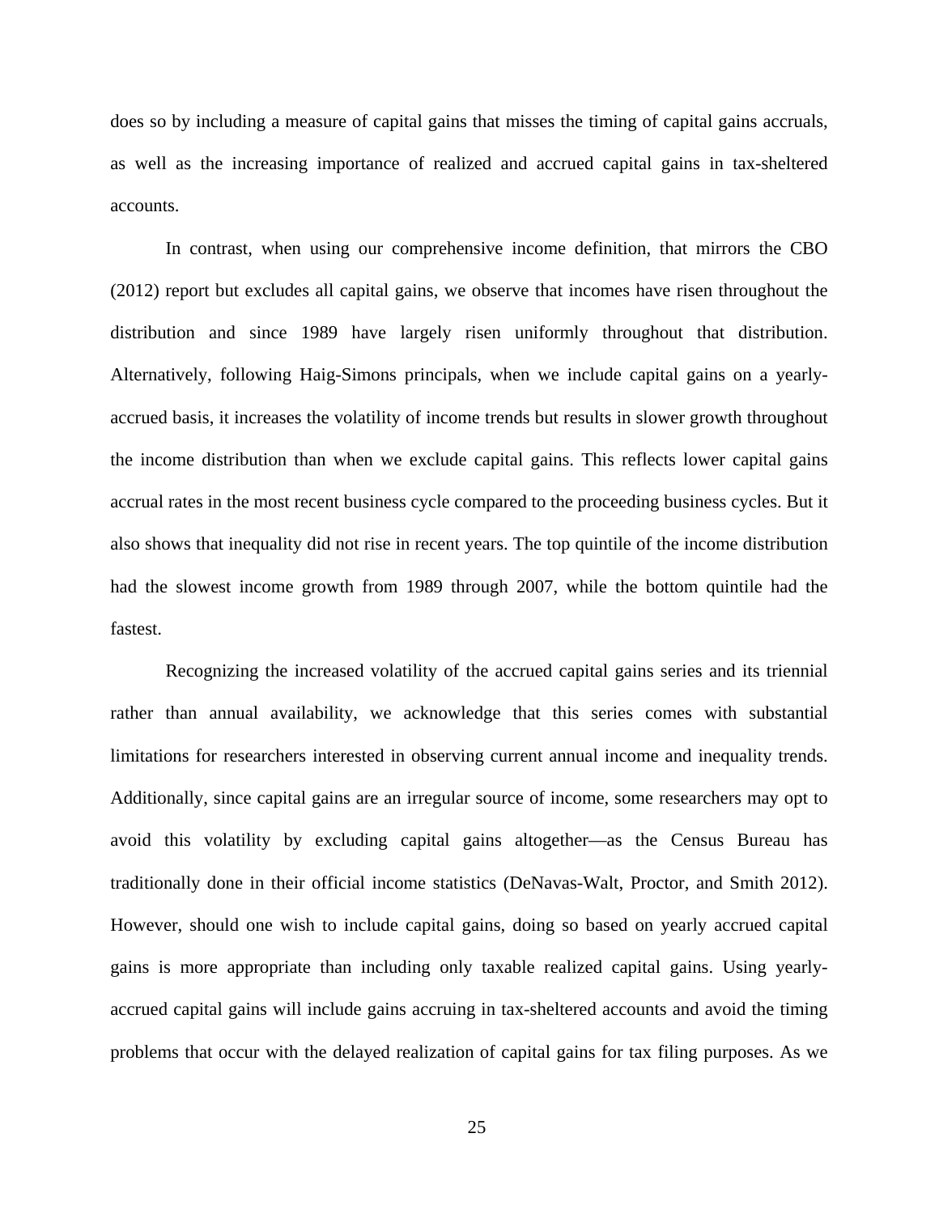does so by including a measure of capital gains that misses the timing of capital gains accruals, as well as the increasing importance of realized and accrued capital gains in tax-sheltered accounts.

In contrast, when using our comprehensive income definition, that mirrors the CBO (2012) report but excludes all capital gains, we observe that incomes have risen throughout the distribution and since 1989 have largely risen uniformly throughout that distribution. Alternatively, following Haig-Simons principals, when we include capital gains on a yearly-accrued basis, it increases the volatility of income trends but results in slower growth throughout the income distribution than when we exclude capital gains. This reflects lower capital gains accrual rates in the most recent business cycle compared to the proceeding business cycles. But it also shows that inequality did not rise in recent years. The top quintile of the income distribution had the slowest income growth from 1989 through 2007, while the bottom quintile had the fastest.

Recognizing the increased volatility of the accrued capital gains series and its triennial rather than annual availability, we acknowledge that this series comes with substantial limitations for researchers interested in observing current annual income and inequality trends. Additionally, since capital gains are an irregular source of income, some researchers may opt to avoid this volatility by excluding capital gains altogether—as the Census Bureau has traditionally done in their official income statistics (DeNavas-Walt, Proctor, and Smith 2012). However, should one wish to include capital gains, doing so based on yearly accrued capital gains is more appropriate than including only taxable realized capital gains. Using yearly-accrued capital gains will include gains accruing in tax-sheltered accounts and avoid the timing problems that occur with the delayed realization of capital gains for tax filing purposes. As we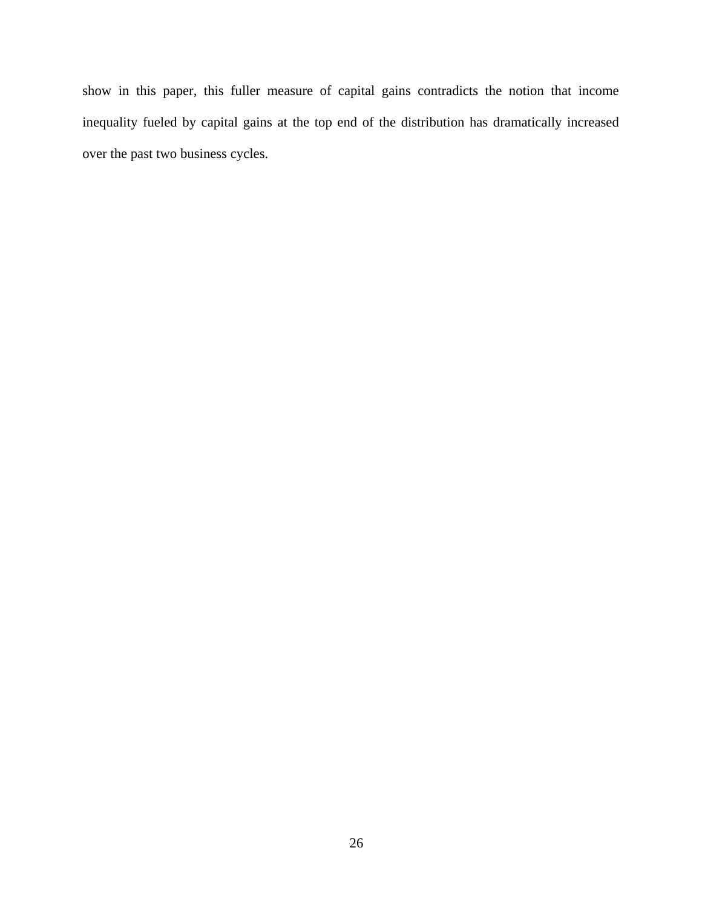show in this paper, this fuller measure of capital gains contradicts the notion that income inequality fueled by capital gains at the top end of the distribution has dramatically increased over the past two business cycles.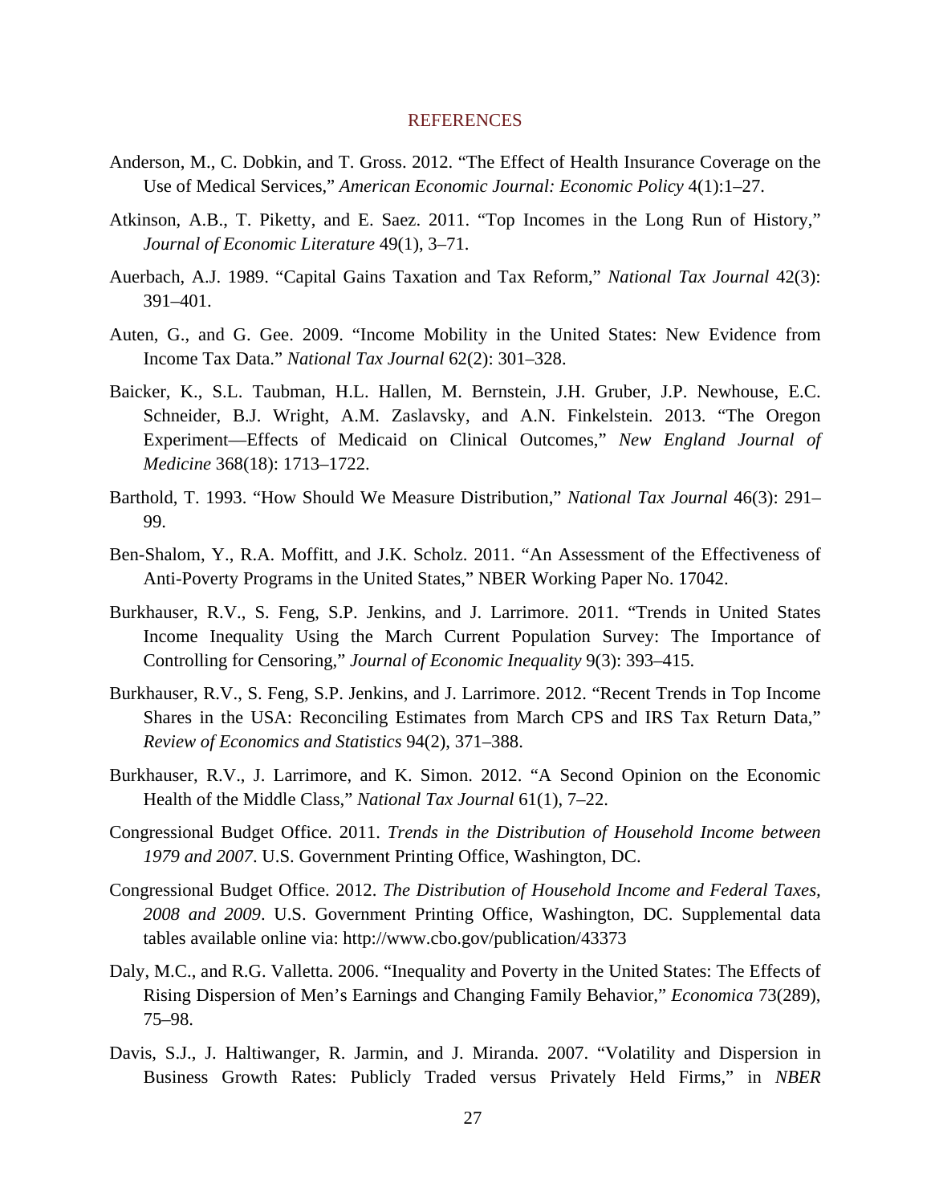## REFERENCES

Anderson, M., C. Dobkin, and T. Gross. 2012. "The Effect of Health Insurance Coverage on the Use of Medical Services," *American Economic Journal: Economic Policy* 4(1):1–27.

Atkinson, A.B., T. Piketty, and E. Saez. 2011. "Top Incomes in the Long Run of History," *Journal of Economic Literature* 49(1), 3–71.

Auerbach, A.J. 1989. "Capital Gains Taxation and Tax Reform," *National Tax Journal* 42(3): 391–401.

Auten, G., and G. Gee. 2009. "Income Mobility in the United States: New Evidence from Income Tax Data." *National Tax Journal* 62(2): 301–328.

Baicker, K., S.L. Taubman, H.L. Hallen, M. Bernstein, J.H. Gruber, J.P. Newhouse, E.C. Schneider, B.J. Wright, A.M. Zaslavsky, and A.N. Finkelstein. 2013. "The Oregon Experiment—Effects of Medicaid on Clinical Outcomes," *New England Journal of Medicine* 368(18): 1713–1722.

Barthold, T. 1993. "How Should We Measure Distribution," *National Tax Journal* 46(3): 291–99.

Ben-Shalom, Y., R.A. Moffitt, and J.K. Scholz. 2011. "An Assessment of the Effectiveness of Anti-Poverty Programs in the United States," NBER Working Paper No. 17042.

Burkhauser, R.V., S. Feng, S.P. Jenkins, and J. Larrimore. 2011. "Trends in United States Income Inequality Using the March Current Population Survey: The Importance of Controlling for Censoring," *Journal of Economic Inequality* 9(3): 393–415.

Burkhauser, R.V., S. Feng, S.P. Jenkins, and J. Larrimore. 2012. "Recent Trends in Top Income Shares in the USA: Reconciling Estimates from March CPS and IRS Tax Return Data," *Review of Economics and Statistics* 94(2), 371–388.

Burkhauser, R.V., J. Larrimore, and K. Simon. 2012. "A Second Opinion on the Economic Health of the Middle Class," *National Tax Journal* 61(1), 7–22.

Congressional Budget Office. 2011. *Trends in the Distribution of Household Income between 1979 and 2007*. U.S. Government Printing Office, Washington, DC.

Congressional Budget Office. 2012. *The Distribution of Household Income and Federal Taxes, 2008 and 2009*. U.S. Government Printing Office, Washington, DC. Supplemental data tables available online via: http://www.cbo.gov/publication/43373

Daly, M.C., and R.G. Valletta. 2006. "Inequality and Poverty in the United States: The Effects of Rising Dispersion of Men's Earnings and Changing Family Behavior," *Economica* 73(289), 75–98.

Davis, S.J., J. Haltiwanger, R. Jarmin, and J. Miranda. 2007. "Volatility and Dispersion in Business Growth Rates: Publicly Traded versus Privately Held Firms," in *NBER*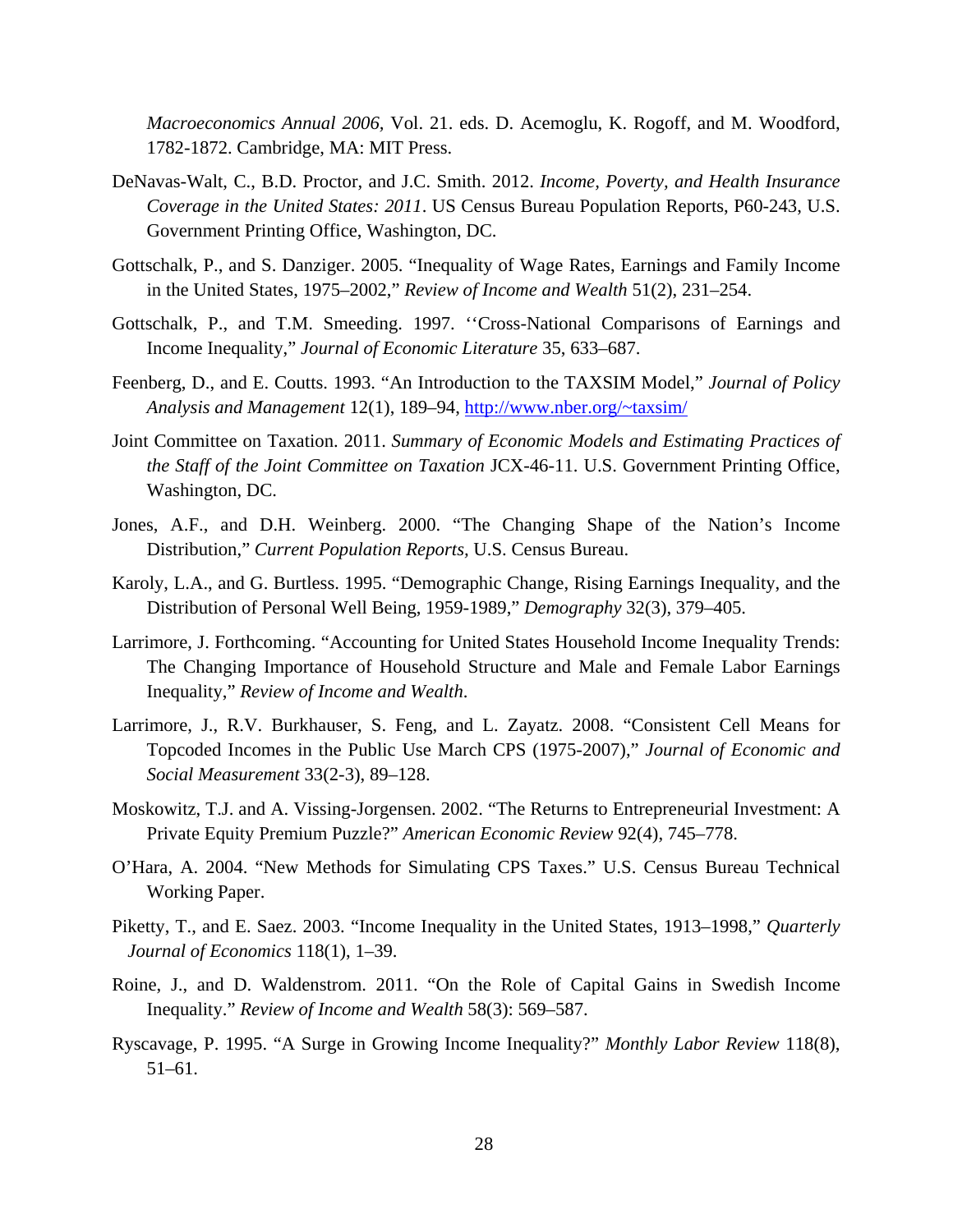*Macroeconomics Annual 2006*, Vol. 21. eds. D. Acemoglu, K. Rogoff, and M. Woodford, 1782-1872. Cambridge, MA: MIT Press.

DeNavas-Walt, C., B.D. Proctor, and J.C. Smith. 2012. *Income, Poverty, and Health Insurance Coverage in the United States: 2011*. US Census Bureau Population Reports, P60-243, U.S. Government Printing Office, Washington, DC.

Gottschalk, P., and S. Danziger. 2005. "Inequality of Wage Rates, Earnings and Family Income in the United States, 1975–2002," *Review of Income and Wealth* 51(2), 231–254.

Gottschalk, P., and T.M. Smeeding. 1997. ''Cross-National Comparisons of Earnings and Income Inequality," *Journal of Economic Literature* 35, 633–687.

Feenberg, D., and E. Coutts. 1993. "An Introduction to the TAXSIM Model," *Journal of Policy Analysis and Management* 12(1), 189–94, http://www.nber.org/~taxsim/

Joint Committee on Taxation. 2011. *Summary of Economic Models and Estimating Practices of the Staff of the Joint Committee on Taxation* JCX-46-11. U.S. Government Printing Office, Washington, DC.

Jones, A.F., and D.H. Weinberg. 2000. "The Changing Shape of the Nation's Income Distribution," *Current Population Reports,* U.S. Census Bureau.

Karoly, L.A., and G. Burtless. 1995. "Demographic Change, Rising Earnings Inequality, and the Distribution of Personal Well Being, 1959-1989," *Demography* 32(3), 379–405.

Larrimore, J. Forthcoming. "Accounting for United States Household Income Inequality Trends: The Changing Importance of Household Structure and Male and Female Labor Earnings Inequality," *Review of Income and Wealth*.

Larrimore, J., R.V. Burkhauser, S. Feng, and L. Zayatz. 2008. "Consistent Cell Means for Topcoded Incomes in the Public Use March CPS (1975-2007)," *Journal of Economic and Social Measurement* 33(2-3), 89–128.

Moskowitz, T.J. and A. Vissing-Jorgensen. 2002. "The Returns to Entrepreneurial Investment: A Private Equity Premium Puzzle?" *American Economic Review* 92(4), 745–778.

O'Hara, A. 2004. "New Methods for Simulating CPS Taxes." U.S. Census Bureau Technical Working Paper.

Piketty, T., and E. Saez. 2003. "Income Inequality in the United States, 1913–1998," *Quarterly Journal of Economics* 118(1), 1–39.

Roine, J., and D. Waldenstrom. 2011. "On the Role of Capital Gains in Swedish Income Inequality." *Review of Income and Wealth* 58(3): 569–587.

Ryscavage, P. 1995. "A Surge in Growing Income Inequality?" *Monthly Labor Review* 118(8), 51–61.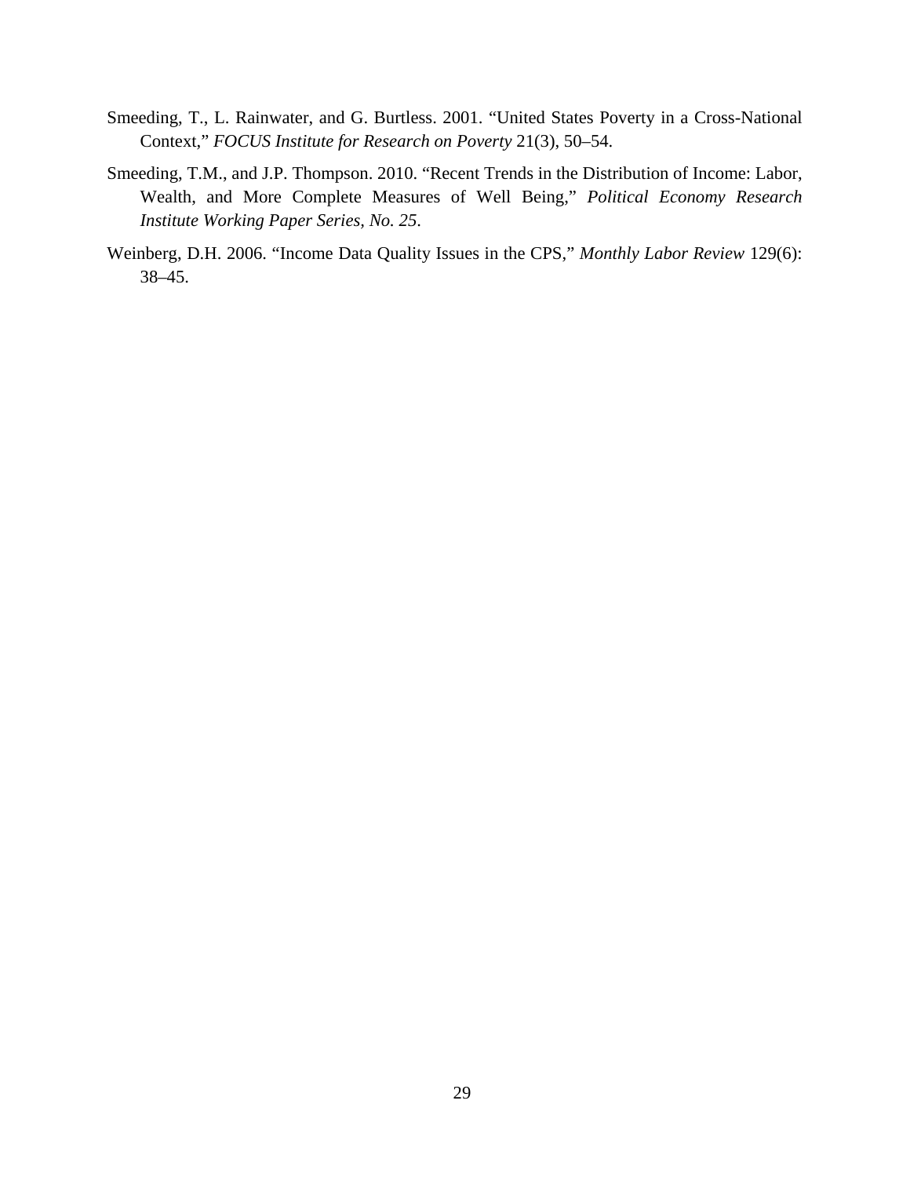Smeeding, T., L. Rainwater, and G. Burtless. 2001. "United States Poverty in a Cross-National Context," *FOCUS Institute for Research on Poverty* 21(3), 50–54.

Smeeding, T.M., and J.P. Thompson. 2010. "Recent Trends in the Distribution of Income: Labor, Wealth, and More Complete Measures of Well Being," *Political Economy Research Institute Working Paper Series, No. 25*.

Weinberg, D.H. 2006. "Income Data Quality Issues in the CPS," *Monthly Labor Review* 129(6): 38–45.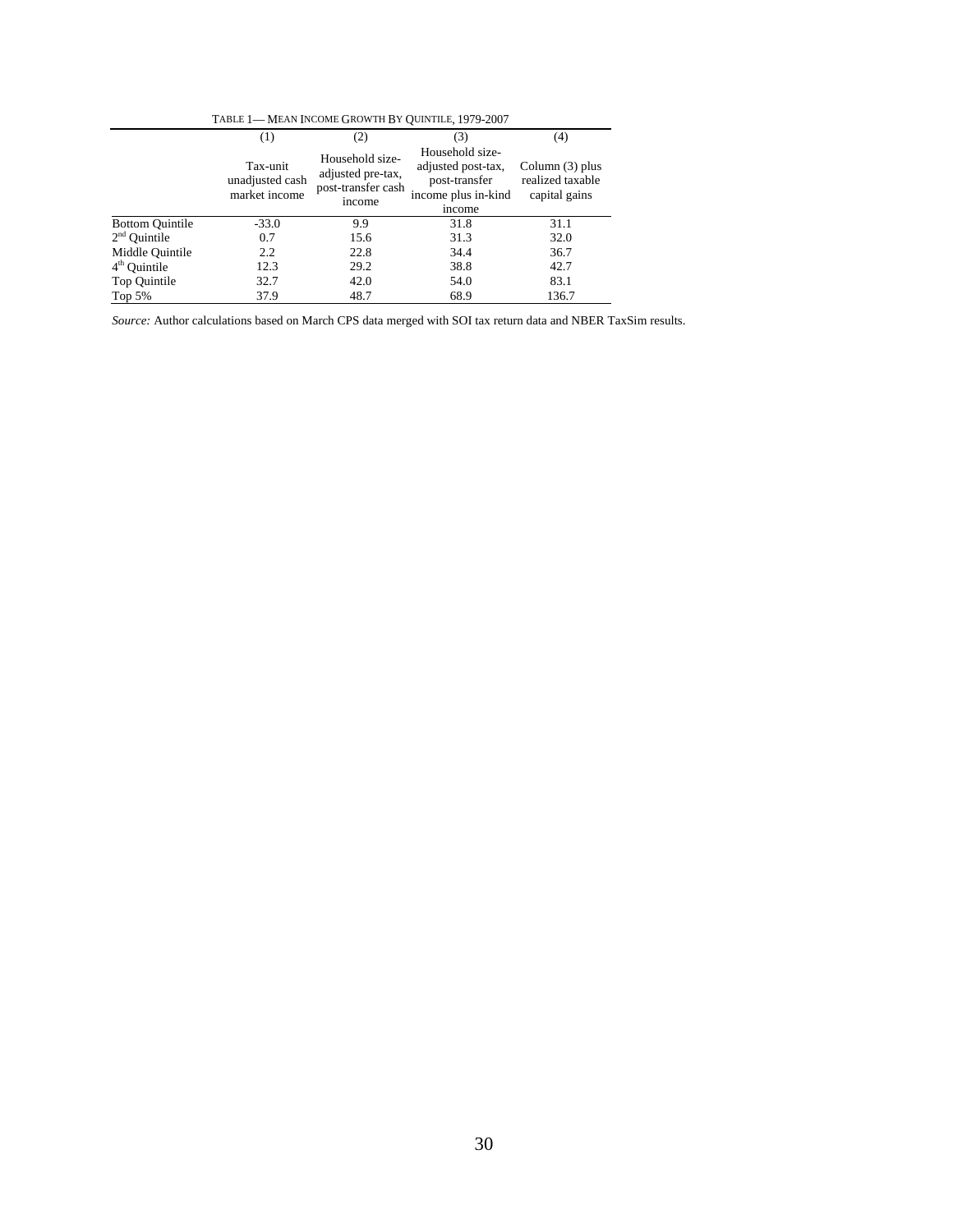TABLE 1— MEAN INCOME GROWTH BY QUINTILE, 1979-2007

| | (1) | (2) | (3) | (4) |
|---|---|---|---|---|
| | Tax-unit unadjusted cash market income | Household size-adjusted pre-tax, post-transfer cash income | Household size-adjusted post-tax, post-transfer income plus in-kind income | Column (3) plus realized taxable capital gains |
| Bottom Quintile | -33.0 | 9.9 | 31.8 | 31.1 |
| 2nd Quintile | 0.7 | 15.6 | 31.3 | 32.0 |
| Middle Quintile | 2.2 | 22.8 | 34.4 | 36.7 |
| 4th Quintile | 12.3 | 29.2 | 38.8 | 42.7 |
| Top Quintile | 32.7 | 42.0 | 54.0 | 83.1 |
| Top 5% | 37.9 | 48.7 | 68.9 | 136.7 |

*Source:* Author calculations based on March CPS data merged with SOI tax return data and NBER TaxSim results.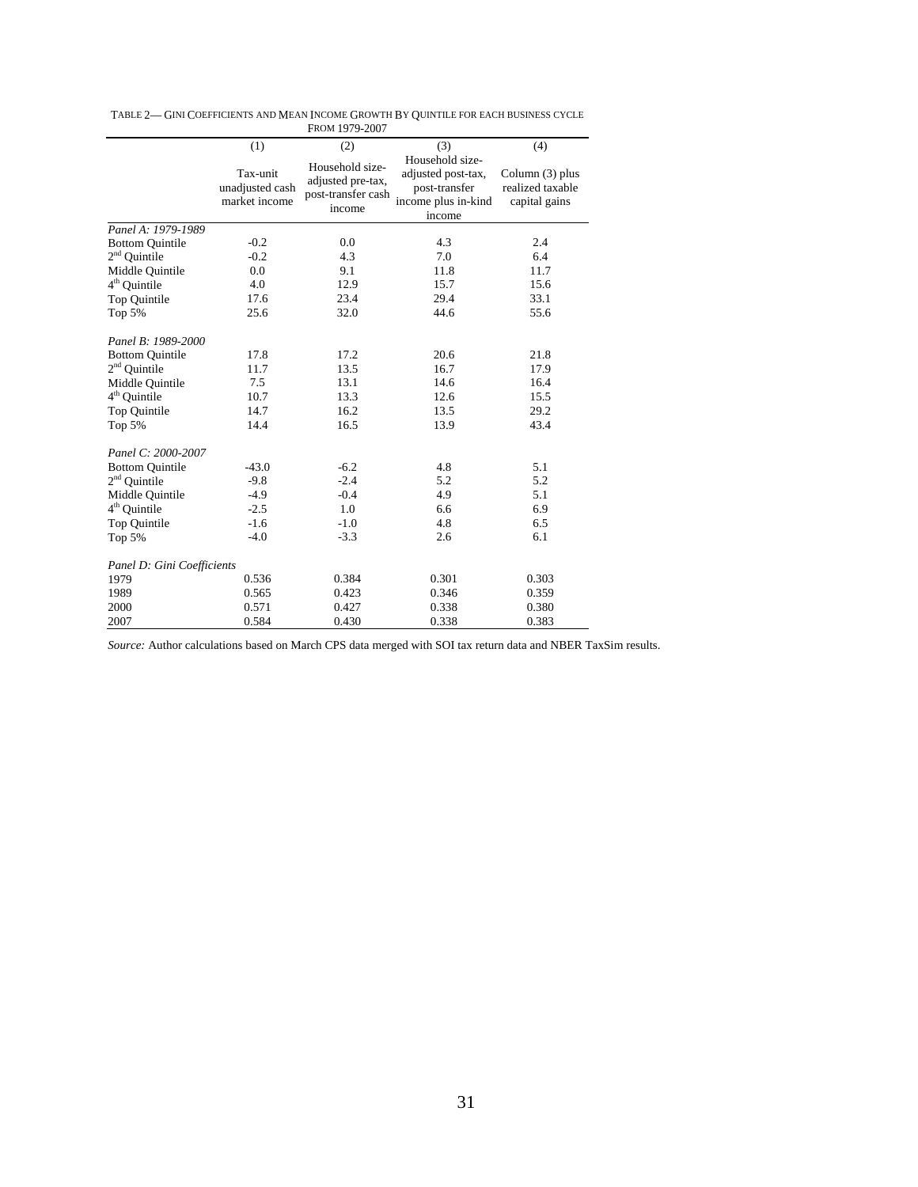TABLE 2— GINI COEFFICIENTS AND MEAN INCOME GROWTH BY QUINTILE FOR EACH BUSINESS CYCLE FROM 1979-2007

| | (1) | (2) | (3) | (4) |
|---|---|---|---|---|
| | Tax-unit unadjusted cash market income | Household size-adjusted pre-tax, post-transfer cash income | Household size-adjusted post-tax, post-transfer income plus in-kind income | Column (3) plus realized taxable capital gains |
| *Panel A: 1979-1989* | | | | |
| Bottom Quintile | -0.2 | 0.0 | 4.3 | 2.4 |
| 2nd Quintile | -0.2 | 4.3 | 7.0 | 6.4 |
| Middle Quintile | 0.0 | 9.1 | 11.8 | 11.7 |
| 4th Quintile | 4.0 | 12.9 | 15.7 | 15.6 |
| Top Quintile | 17.6 | 23.4 | 29.4 | 33.1 |
| Top 5% | 25.6 | 32.0 | 44.6 | 55.6 |
| *Panel B: 1989-2000* | | | | |
| Bottom Quintile | 17.8 | 17.2 | 20.6 | 21.8 |
| 2nd Quintile | 11.7 | 13.5 | 16.7 | 17.9 |
| Middle Quintile | 7.5 | 13.1 | 14.6 | 16.4 |
| 4th Quintile | 10.7 | 13.3 | 12.6 | 15.5 |
| Top Quintile | 14.7 | 16.2 | 13.5 | 29.2 |
| Top 5% | 14.4 | 16.5 | 13.9 | 43.4 |
| *Panel C: 2000-2007* | | | | |
| Bottom Quintile | -43.0 | -6.2 | 4.8 | 5.1 |
| 2nd Quintile | -9.8 | -2.4 | 5.2 | 5.2 |
| Middle Quintile | -4.9 | -0.4 | 4.9 | 5.1 |
| 4th Quintile | -2.5 | 1.0 | 6.6 | 6.9 |
| Top Quintile | -1.6 | -1.0 | 4.8 | 6.5 |
| Top 5% | -4.0 | -3.3 | 2.6 | 6.1 |
| *Panel D: Gini Coefficients* | | | | |
| 1979 | 0.536 | 0.384 | 0.301 | 0.303 |
| 1989 | 0.565 | 0.423 | 0.346 | 0.359 |
| 2000 | 0.571 | 0.427 | 0.338 | 0.380 |
| 2007 | 0.584 | 0.430 | 0.338 | 0.383 |

*Source:* Author calculations based on March CPS data merged with SOI tax return data and NBER TaxSim results.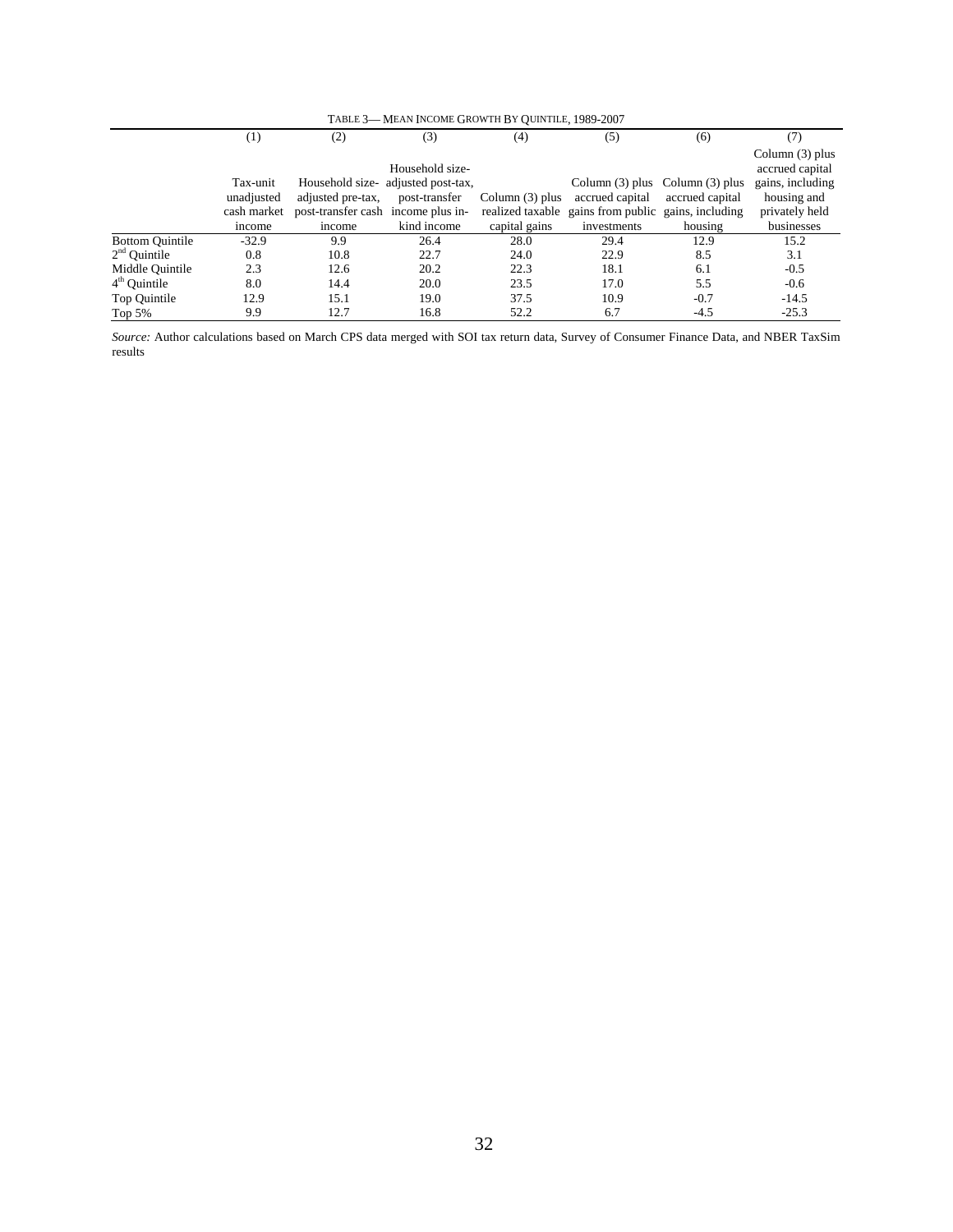TABLE 3— MEAN INCOME GROWTH BY QUINTILE, 1989-2007

| | (1) | (2) | (3) | (4) | (5) | (6) | (7) |
|---|---|---|---|---|---|---|---|
| | Tax-unit unadjusted cash market income | Household size-adjusted pre-tax, post-transfer cash income | Household size-adjusted post-tax, post-transfer income plus in-kind income | Column (3) plus realized taxable capital gains | Column (3) plus accrued capital gains from public investments | Column (3) plus accrued capital gains, including housing | Column (3) plus accrued capital gains, including housing and privately held businesses |
| Bottom Quintile | -32.9 | 9.9 | 26.4 | 28.0 | 29.4 | 12.9 | 15.2 |
| 2nd Quintile | 0.8 | 10.8 | 22.7 | 24.0 | 22.9 | 8.5 | 3.1 |
| Middle Quintile | 2.3 | 12.6 | 20.2 | 22.3 | 18.1 | 6.1 | -0.5 |
| 4th Quintile | 8.0 | 14.4 | 20.0 | 23.5 | 17.0 | 5.5 | -0.6 |
| Top Quintile | 12.9 | 15.1 | 19.0 | 37.5 | 10.9 | -0.7 | -14.5 |
| Top 5% | 9.9 | 12.7 | 16.8 | 52.2 | 6.7 | -4.5 | -25.3 |

*Source:* Author calculations based on March CPS data merged with SOI tax return data, Survey of Consumer Finance Data, and NBER TaxSim results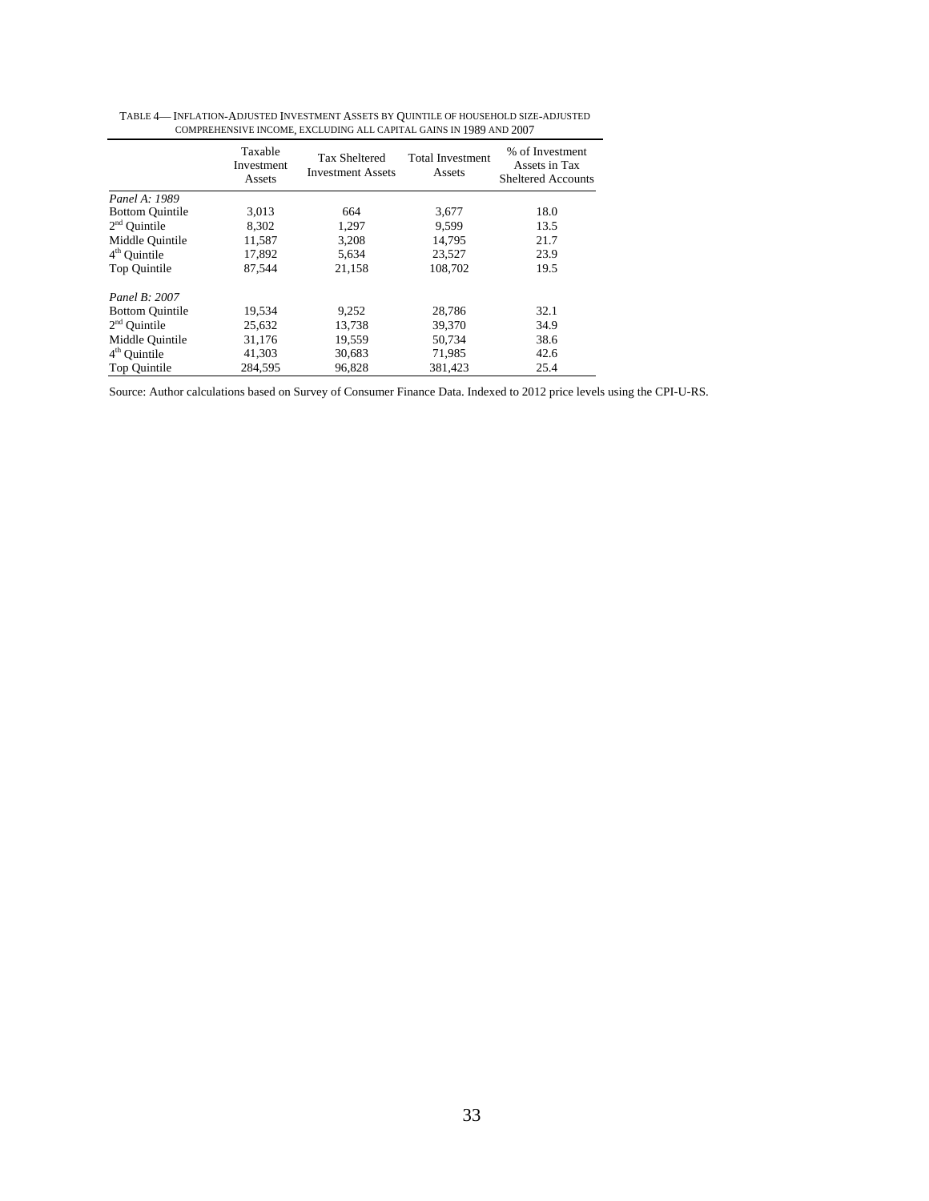TABLE 4— INFLATION-ADJUSTED INVESTMENT ASSETS BY QUINTILE OF HOUSEHOLD SIZE-ADJUSTED COMPREHENSIVE INCOME, EXCLUDING ALL CAPITAL GAINS IN 1989 AND 2007

| | Taxable Investment Assets | Tax Sheltered Investment Assets | Total Investment Assets | % of Investment Assets in Tax Sheltered Accounts |
|---|---|---|---|---|
| *Panel A: 1989* | | | | |
| Bottom Quintile | 3,013 | 664 | 3,677 | 18.0 |
| 2nd Quintile | 8,302 | 1,297 | 9,599 | 13.5 |
| Middle Quintile | 11,587 | 3,208 | 14,795 | 21.7 |
| 4th Quintile | 17,892 | 5,634 | 23,527 | 23.9 |
| Top Quintile | 87,544 | 21,158 | 108,702 | 19.5 |
| *Panel B: 2007* | | | | |
| Bottom Quintile | 19,534 | 9,252 | 28,786 | 32.1 |
| 2nd Quintile | 25,632 | 13,738 | 39,370 | 34.9 |
| Middle Quintile | 31,176 | 19,559 | 50,734 | 38.6 |
| 4th Quintile | 41,303 | 30,683 | 71,985 | 42.6 |
| Top Quintile | 284,595 | 96,828 | 381,423 | 25.4 |

Source: Author calculations based on Survey of Consumer Finance Data. Indexed to 2012 price levels using the CPI-U-RS.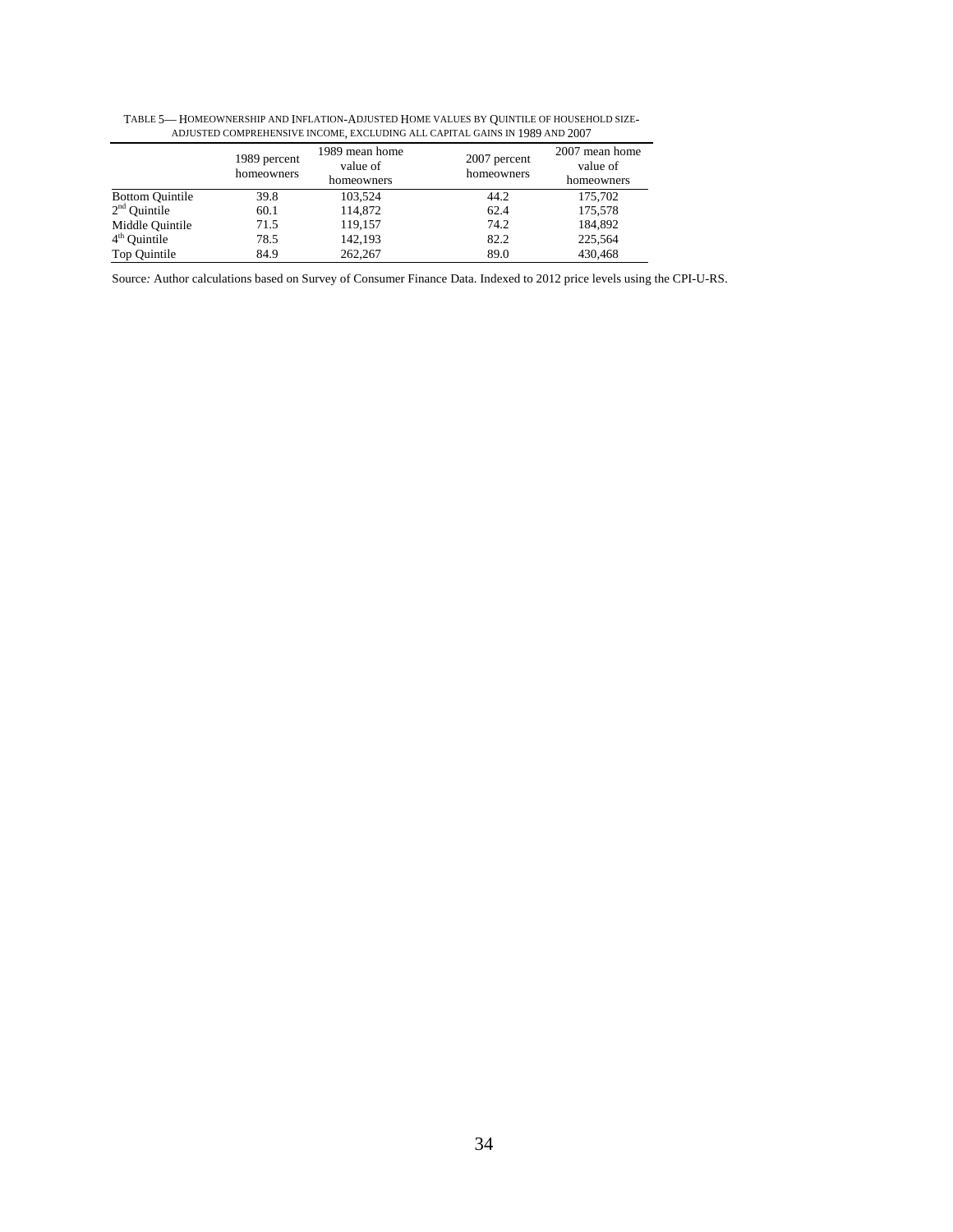TABLE 5— HOMEOWNERSHIP AND INFLATION-ADJUSTED HOME VALUES BY QUINTILE OF HOUSEHOLD SIZE-ADJUSTED COMPREHENSIVE INCOME, EXCLUDING ALL CAPITAL GAINS IN 1989 AND 2007

| | 1989 percent homeowners | 1989 mean home value of homeowners | 2007 percent homeowners | 2007 mean home value of homeowners |
|---|---|---|---|---|
| Bottom Quintile | 39.8 | 103,524 | 44.2 | 175,702 |
| 2nd Quintile | 60.1 | 114,872 | 62.4 | 175,578 |
| Middle Quintile | 71.5 | 119,157 | 74.2 | 184,892 |
| 4th Quintile | 78.5 | 142,193 | 82.2 | 225,564 |
| Top Quintile | 84.9 | 262,267 | 89.0 | 430,468 |

Source: Author calculations based on Survey of Consumer Finance Data. Indexed to 2012 price levels using the CPI-U-RS.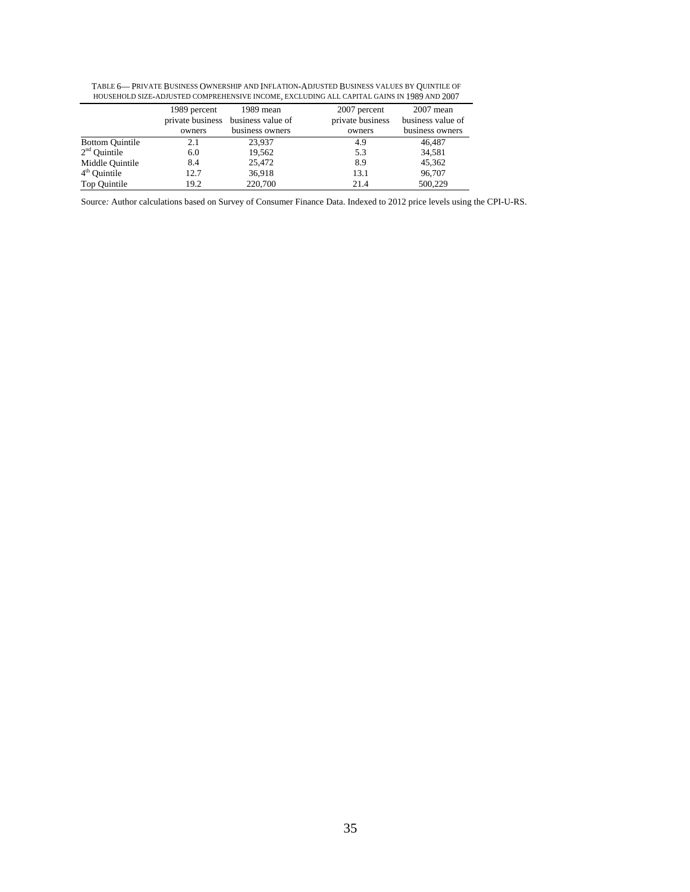TABLE 6— PRIVATE BUSINESS OWNERSHIP AND INFLATION-ADJUSTED BUSINESS VALUES BY QUINTILE OF HOUSEHOLD SIZE-ADJUSTED COMPREHENSIVE INCOME, EXCLUDING ALL CAPITAL GAINS IN 1989 AND 2007

| | 1989 percent private business owners | 1989 mean business value of business owners | 2007 percent private business owners | 2007 mean business value of business owners |
|---|---|---|---|---|
| Bottom Quintile | 2.1 | 23,937 | 4.9 | 46,487 |
| 2nd Quintile | 6.0 | 19,562 | 5.3 | 34,581 |
| Middle Quintile | 8.4 | 25,472 | 8.9 | 45,362 |
| 4th Quintile | 12.7 | 36,918 | 13.1 | 96,707 |
| Top Quintile | 19.2 | 220,700 | 21.4 | 500,229 |

Source*:* Author calculations based on Survey of Consumer Finance Data. Indexed to 2012 price levels using the CPI-U-RS.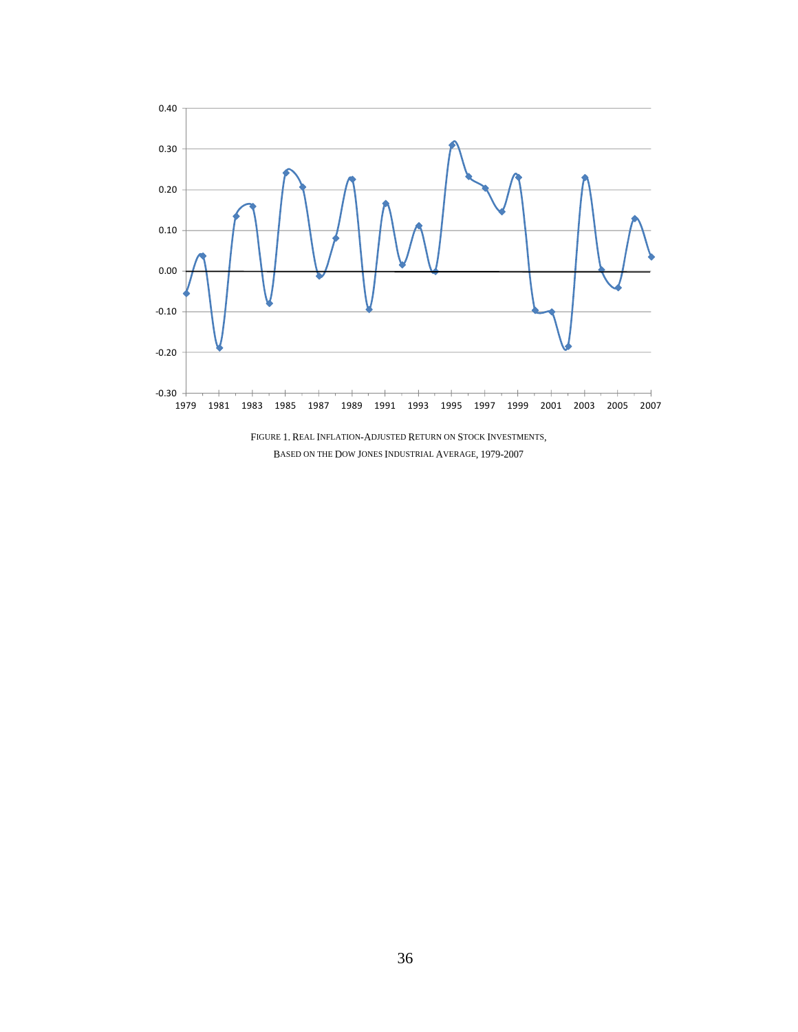FIGURE 1. REAL INFLATION-ADJUSTED RETURN ON STOCK INVESTMENTS, BASED ON THE DOW JONES INDUSTRIAL AVERAGE, 1979-2007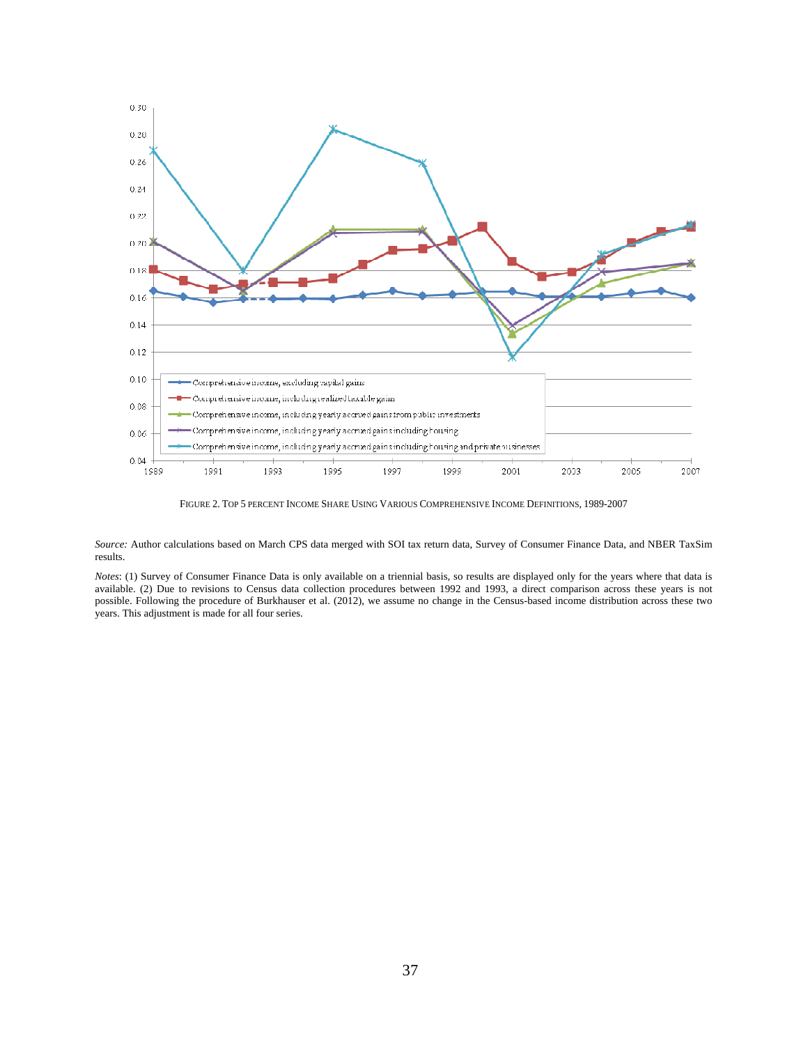FIGURE 2. TOP 5 PERCENT INCOME SHARE USING VARIOUS COMPREHENSIVE INCOME DEFINITIONS, 1989-2007

*Source:* Author calculations based on March CPS data merged with SOI tax return data, Survey of Consumer Finance Data, and NBER TaxSim results.

*Notes*: (1) Survey of Consumer Finance Data is only available on a triennial basis, so results are displayed only for the years where that data is available. (2) Due to revisions to Census data collection procedures between 1992 and 1993, a direct comparison across these years is not possible. Following the procedure of Burkhauser et al. (2012), we assume no change in the Census-based income distribution across these two years. This adjustment is made for all four series.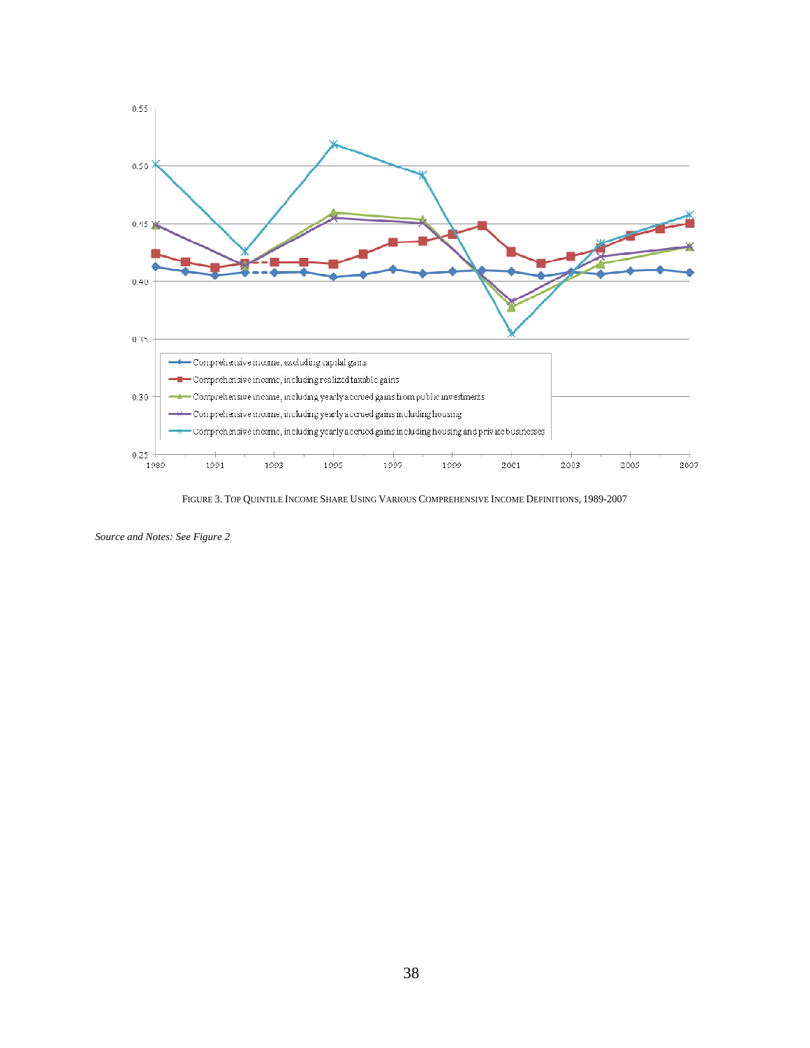FIGURE 3. TOP QUINTILE INCOME SHARE USING VARIOUS COMPREHENSIVE INCOME DEFINITIONS, 1989-2007

*Source and Notes: See Figure 2*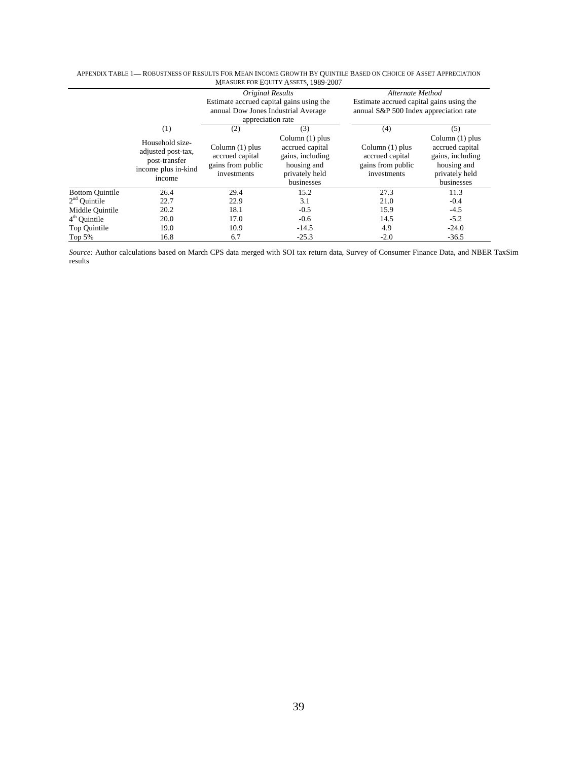Appendix Table 1— Robustness of Results For Mean Income Growth By Quintile Based on Choice of Asset Appreciation Measure for Equity Assets, 1989-2007

| | | *Original Results* Estimate accrued capital gains using the annual Dow Jones Industrial Average appreciation rate | | *Alternate Method* Estimate accrued capital gains using the annual S&P 500 Index appreciation rate | |
|---|---|---|---|---|---|
| | (1) | (2) | (3) | (4) | (5) |
| | Household size-adjusted post-tax, post-transfer income plus in-kind income | Column (1) plus accrued capital gains from public investments | Column (1) plus accrued capital gains, including housing and privately held businesses | Column (1) plus accrued capital gains from public investments | Column (1) plus accrued capital gains, including housing and privately held businesses |
| Bottom Quintile | 26.4 | 29.4 | 15.2 | 27.3 | 11.3 |
| 2nd Quintile | 22.7 | 22.9 | 3.1 | 21.0 | -0.4 |
| Middle Quintile | 20.2 | 18.1 | -0.5 | 15.9 | -4.5 |
| 4th Quintile | 20.0 | 17.0 | -0.6 | 14.5 | -5.2 |
| Top Quintile | 19.0 | 10.9 | -14.5 | 4.9 | -24.0 |
| Top 5% | 16.8 | 6.7 | -25.3 | -2.0 | -36.5 |

*Source:* Author calculations based on March CPS data merged with SOI tax return data, Survey of Consumer Finance Data, and NBER TaxSim results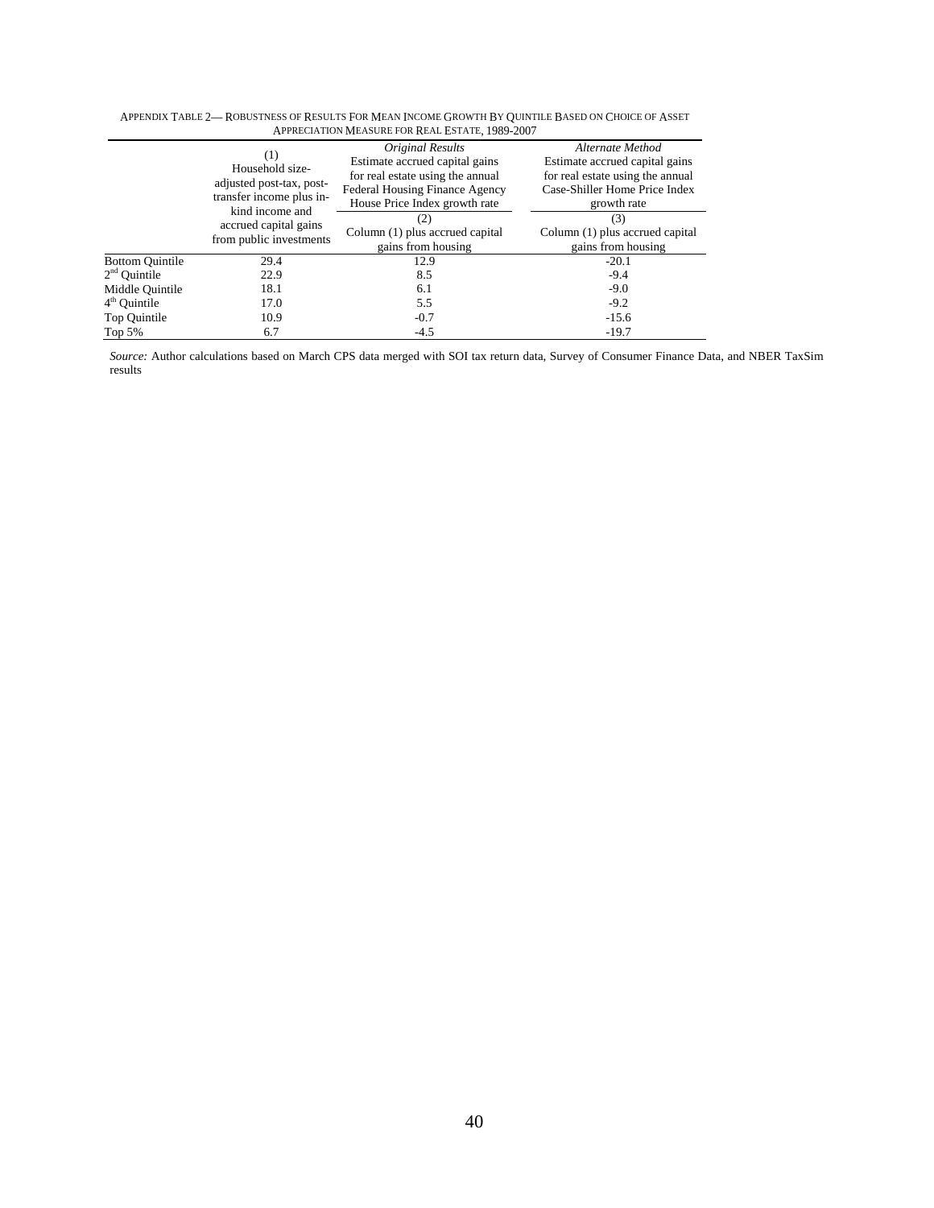Appendix Table 2— Robustness of Results For Mean Income Growth By Quintile Based on Choice of Asset Appreciation Measure for Real Estate, 1989-2007

| | (1) Household size-adjusted post-tax, post-transfer income plus in-kind income and accrued capital gains from public investments | *Original Results* Estimate accrued capital gains for real estate using the annual Federal Housing Finance Agency House Price Index growth rate | *Alternate Method* Estimate accrued capital gains for real estate using the annual Case-Shiller Home Price Index growth rate |
|---|---|---|---|
| | | (2) Column (1) plus accrued capital gains from housing | (3) Column (1) plus accrued capital gains from housing |
| Bottom Quintile | 29.4 | 12.9 | -20.1 |
| 2nd Quintile | 22.9 | 8.5 | -9.4 |
| Middle Quintile | 18.1 | 6.1 | -9.0 |
| 4th Quintile | 17.0 | 5.5 | -9.2 |
| Top Quintile | 10.9 | -0.7 | -15.6 |
| Top 5% | 6.7 | -4.5 | -19.7 |

*Source:* Author calculations based on March CPS data merged with SOI tax return data, Survey of Consumer Finance Data, and NBER TaxSim results